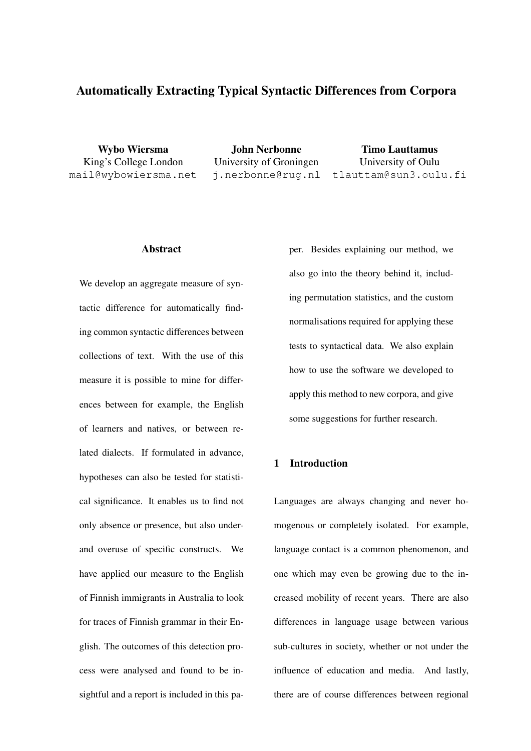# Automatically Extracting Typical Syntactic Differences from Corpora

**Wybo Wiersma**
King's College London
mail@wybowiersma.net

**John Nerbonne**
University of Groningen
j.nerbonne@rug.nl

**Timo Lauttamus**
University of Oulu
tlauttam@sun3.oulu.fi

## Abstract

We develop an aggregate measure of syntactic difference for automatically finding common syntactic differences between collections of text. With the use of this measure it is possible to mine for differences between for example, the English of learners and natives, or between related dialects. If formulated in advance, hypotheses can also be tested for statistical significance. It enables us to find not only absence or presence, but also under- and overuse of specific constructs. We have applied our measure to the English of Finnish immigrants in Australia to look for traces of Finnish grammar in their English. The outcomes of this detection process were analysed and found to be insightful and a report is included in this paper. Besides explaining our method, we also go into the theory behind it, including permutation statistics, and the custom normalisations required for applying these tests to syntactical data. We also explain how to use the software we developed to apply this method to new corpora, and give some suggestions for further research.

## 1 Introduction

Languages are always changing and never homogenous or completely isolated. For example, language contact is a common phenomenon, and one which may even be growing due to the increased mobility of recent years. There are also differences in language usage between various sub-cultures in society, whether or not under the influence of education and media. And lastly, there are of course differences between regional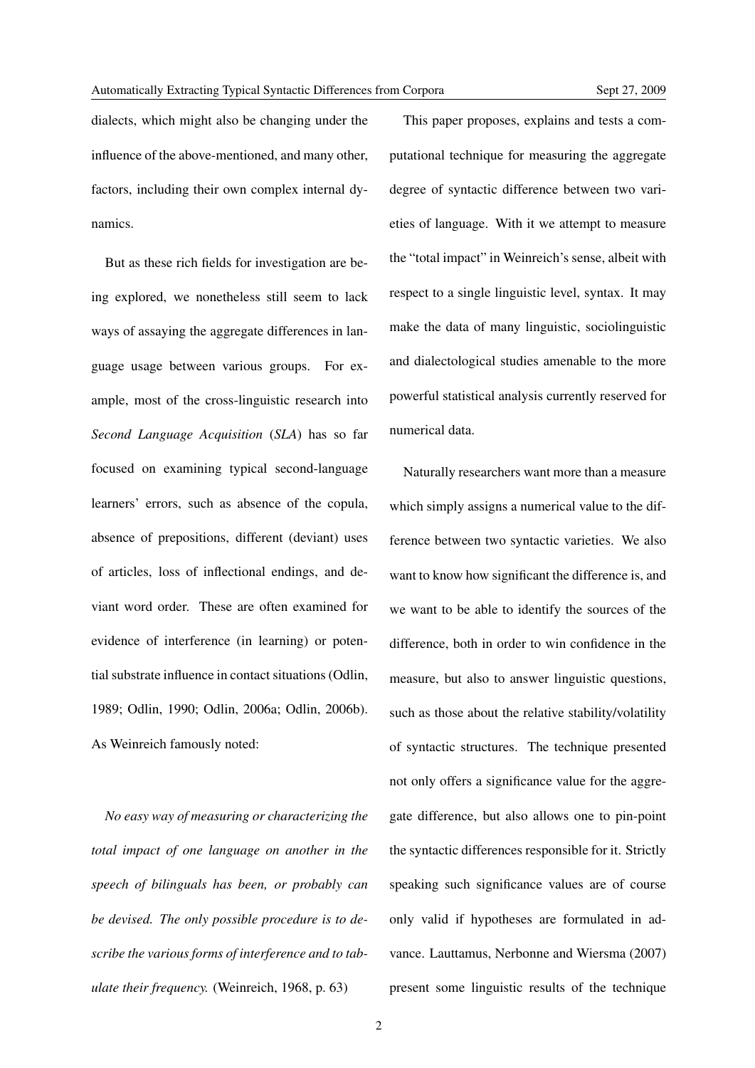dialects, which might also be changing under the influence of the above-mentioned, and many other, factors, including their own complex internal dynamics.

But as these rich fields for investigation are being explored, we nonetheless still seem to lack ways of assaying the aggregate differences in language usage between various groups. For example, most of the cross-linguistic research into *Second Language Acquisition* (*SLA*) has so far focused on examining typical second-language learners' errors, such as absence of the copula, absence of prepositions, different (deviant) uses of articles, loss of inflectional endings, and deviant word order. These are often examined for evidence of interference (in learning) or potential substrate influence in contact situations (Odlin, 1989; Odlin, 1990; Odlin, 2006a; Odlin, 2006b). As Weinreich famously noted:

*No easy way of measuring or characterizing the total impact of one language on another in the speech of bilinguals has been, or probably can be devised. The only possible procedure is to describe the various forms of interference and to tabulate their frequency.* (Weinreich, 1968, p. 63)

This paper proposes, explains and tests a computational technique for measuring the aggregate degree of syntactic difference between two varieties of language. With it we attempt to measure the "total impact" in Weinreich's sense, albeit with respect to a single linguistic level, syntax. It may make the data of many linguistic, sociolinguistic and dialectological studies amenable to the more powerful statistical analysis currently reserved for numerical data.

Naturally researchers want more than a measure which simply assigns a numerical value to the difference between two syntactic varieties. We also want to know how significant the difference is, and we want to be able to identify the sources of the difference, both in order to win confidence in the measure, but also to answer linguistic questions, such as those about the relative stability/volatility of syntactic structures. The technique presented not only offers a significance value for the aggregate difference, but also allows one to pin-point the syntactic differences responsible for it. Strictly speaking such significance values are of course only valid if hypotheses are formulated in advance. Lauttamus, Nerbonne and Wiersma (2007) present some linguistic results of the technique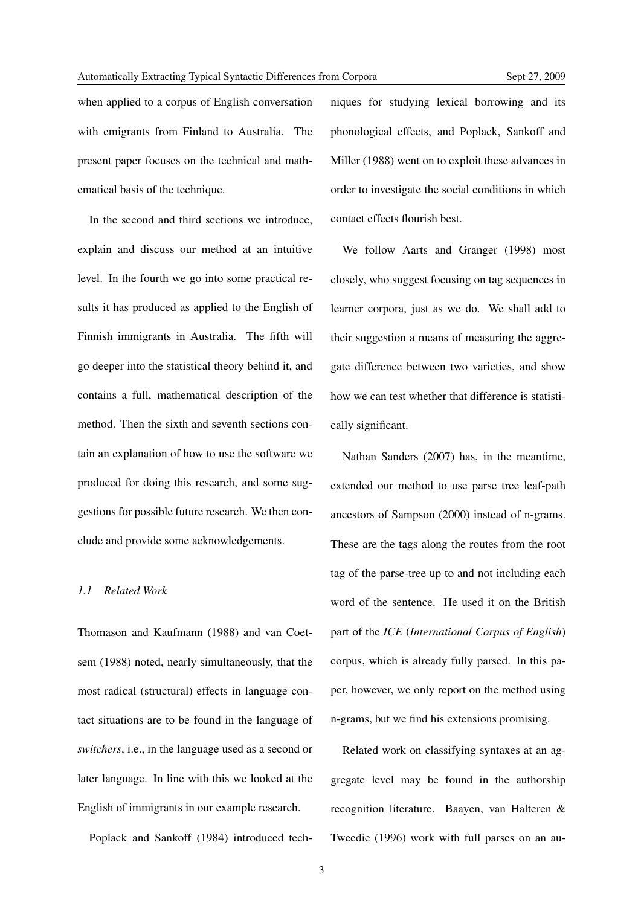when applied to a corpus of English conversation with emigrants from Finland to Australia. The present paper focuses on the technical and mathematical basis of the technique.

In the second and third sections we introduce, explain and discuss our method at an intuitive level. In the fourth we go into some practical results it has produced as applied to the English of Finnish immigrants in Australia. The fifth will go deeper into the statistical theory behind it, and contains a full, mathematical description of the method. Then the sixth and seventh sections contain an explanation of how to use the software we produced for doing this research, and some suggestions for possible future research. We then conclude and provide some acknowledgements.

### *1.1 Related Work*

Thomason and Kaufmann (1988) and van Coetsem (1988) noted, nearly simultaneously, that the most radical (structural) effects in language contact situations are to be found in the language of *switchers*, i.e., in the language used as a second or later language. In line with this we looked at the English of immigrants in our example research.

Poplack and Sankoff (1984) introduced techniques for studying lexical borrowing and its phonological effects, and Poplack, Sankoff and Miller (1988) went on to exploit these advances in order to investigate the social conditions in which contact effects flourish best.

We follow Aarts and Granger (1998) most closely, who suggest focusing on tag sequences in learner corpora, just as we do. We shall add to their suggestion a means of measuring the aggregate difference between two varieties, and show how we can test whether that difference is statistically significant.

Nathan Sanders (2007) has, in the meantime, extended our method to use parse tree leaf-path ancestors of Sampson (2000) instead of n-grams. These are the tags along the routes from the root tag of the parse-tree up to and not including each word of the sentence. He used it on the British part of the *ICE* (*International Corpus of English*) corpus, which is already fully parsed. In this paper, however, we only report on the method using n-grams, but we find his extensions promising.

Related work on classifying syntaxes at an aggregate level may be found in the authorship recognition literature. Baayen, van Halteren & Tweedie (1996) work with full parses on an au-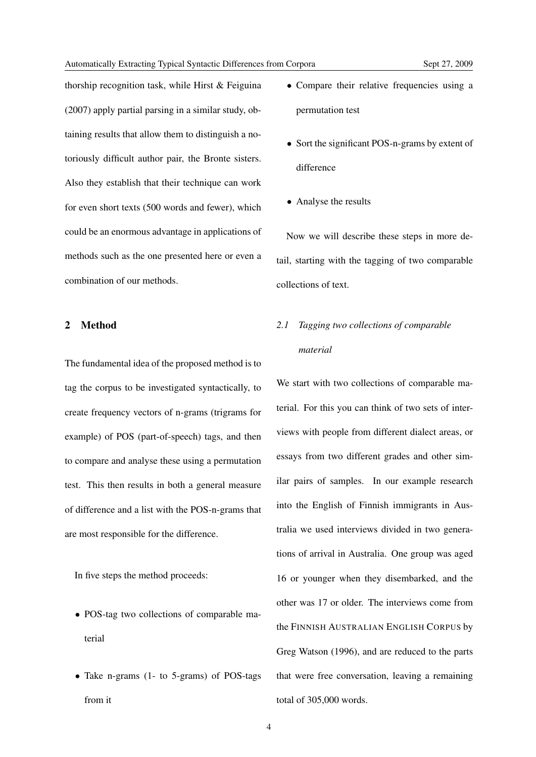thorship recognition task, while Hirst & Feiguina (2007) apply partial parsing in a similar study, obtaining results that allow them to distinguish a notoriously difficult author pair, the Bronte sisters. Also they establish that their technique can work for even short texts (500 words and fewer), which could be an enormous advantage in applications of methods such as the one presented here or even a combination of our methods.

## 2 Method

The fundamental idea of the proposed method is to tag the corpus to be investigated syntactically, to create frequency vectors of n-grams (trigrams for example) of POS (part-of-speech) tags, and then to compare and analyse these using a permutation test. This then results in both a general measure of difference and a list with the POS-n-grams that are most responsible for the difference.

In five steps the method proceeds:

- POS-tag two collections of comparable material
- Take n-grams (1- to 5-grams) of POS-tags from it
- Compare their relative frequencies using a permutation test
- Sort the significant POS-n-grams by extent of difference
- Analyse the results

Now we will describe these steps in more detail, starting with the tagging of two comparable collections of text.

### *2.1 Tagging two collections of comparable material*

We start with two collections of comparable material. For this you can think of two sets of interviews with people from different dialect areas, or essays from two different grades and other similar pairs of samples. In our example research into the English of Finnish immigrants in Australia we used interviews divided in two generations of arrival in Australia. One group was aged 16 or younger when they disembarked, and the other was 17 or older. The interviews come from the FINNISH AUSTRALIAN ENGLISH CORPUS by Greg Watson (1996), and are reduced to the parts that were free conversation, leaving a remaining total of 305,000 words.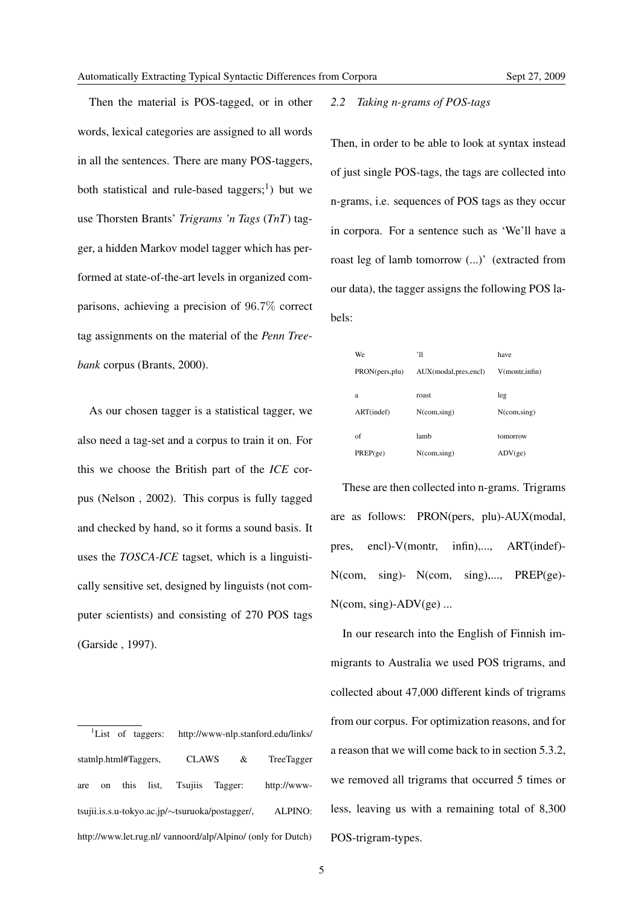Then the material is POS-tagged, or in other words, lexical categories are assigned to all words in all the sentences. There are many POS-taggers, both statistical and rule-based taggers;[1]) but we use Thorsten Brants' *Trigrams 'n Tags* (*TnT*) tagger, a hidden Markov model tagger which has performed at state-of-the-art levels in organized comparisons, achieving a precision of 96.7% correct tag assignments on the material of the *Penn Treebank* corpus (Brants, 2000).

As our chosen tagger is a statistical tagger, we also need a tag-set and a corpus to train it on. For this we choose the British part of the *ICE* corpus (Nelson , 2002). This corpus is fully tagged and checked by hand, so it forms a sound basis. It uses the *TOSCA-ICE* tagset, which is a linguistically sensitive set, designed by linguists (not computer scientists) and consisting of 270 POS tags (Garside , 1997).

[1]List of taggers: http://www-nlp.stanford.edu/links/statnlp.html#Taggers, CLAWS & TreeTagger are on this list, Tsujiis Tagger: http://www-tsujii.is.s.u-tokyo.ac.jp/∼tsuruoka/postagger/, ALPINO: http://www.let.rug.nl/ vannoord/alp/Alpino/ (only for Dutch)

### 2.2 Taking n-grams of POS-tags

Then, in order to be able to look at syntax instead of just single POS-tags, the tags are collected into n-grams, i.e. sequences of POS tags as they occur in corpora. For a sentence such as 'We'll have a roast leg of lamb tomorrow (...)' (extracted from our data), the tagger assigns the following POS labels:

| We | 'll | have |
|---|---|---|
| PRON(pers,plu) | AUX(modal,pres,encl) | V(montr,infin) |
| a | roast | leg |
| ART(indef) | N(com,sing) | N(com,sing) |
| of | lamb | tomorrow |
| PREP(ge) | N(com,sing) | ADV(ge) |

These are then collected into n-grams. Trigrams are as follows: PRON(pers, plu)-AUX(modal, pres, encl)-V(montr, infin),..., ART(indef)-N(com, sing)- N(com, sing),..., PREP(ge)-N(com, sing)-ADV(ge) ...

In our research into the English of Finnish immigrants to Australia we used POS trigrams, and collected about 47,000 different kinds of trigrams from our corpus. For optimization reasons, and for a reason that we will come back to in section 5.3.2, we removed all trigrams that occurred 5 times or less, leaving us with a remaining total of 8,300 POS-trigram-types.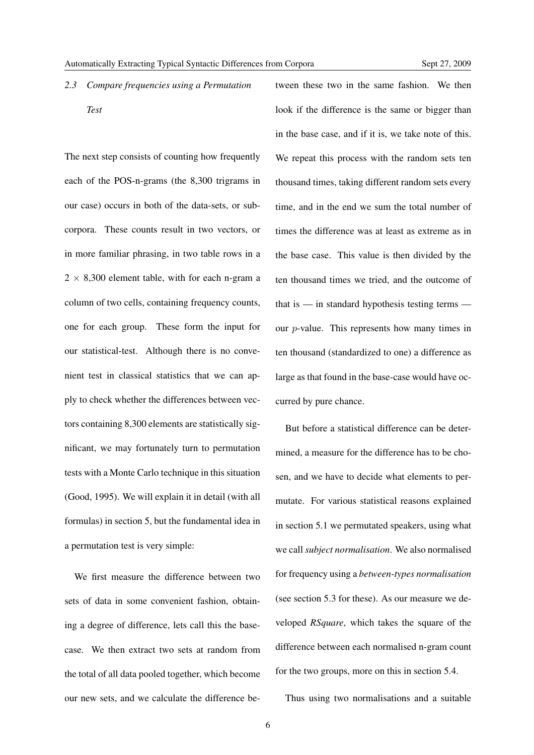### 2.3 *Compare frequencies using a Permutation Test*

The next step consists of counting how frequently each of the POS-n-grams (the 8,300 trigrams in our case) occurs in both of the data-sets, or sub-corpora. These counts result in two vectors, or in more familiar phrasing, in two table rows in a $2 \times 8{,}300$ element table, with for each n-gram a column of two cells, containing frequency counts, one for each group. These form the input for our statistical-test. Although there is no convenient test in classical statistics that we can apply to check whether the differences between vectors containing 8,300 elements are statistically significant, we may fortunately turn to permutation tests with a Monte Carlo technique in this situation (Good, 1995). We will explain it in detail (with all formulas) in section 5, but the fundamental idea in a permutation test is very simple:

We first measure the difference between two sets of data in some convenient fashion, obtaining a degree of difference, lets call this the base-case. We then extract two sets at random from the total of all data pooled together, which become our new sets, and we calculate the difference between these two in the same fashion. We then look if the difference is the same or bigger than in the base case, and if it is, we take note of this. We repeat this process with the random sets ten thousand times, taking different random sets every time, and in the end we sum the total number of times the difference was at least as extreme as in the base case. This value is then divided by the ten thousand times we tried, and the outcome of that is — in standard hypothesis testing terms — our $p$-value. This represents how many times in ten thousand (standardized to one) a difference as large as that found in the base-case would have occurred by pure chance.

But before a statistical difference can be determined, a measure for the difference has to be chosen, and we have to decide what elements to permutate. For various statistical reasons explained in section 5.1 we permutated speakers, using what we call *subject normalisation*. We also normalised for frequency using a *between-types normalisation* (see section 5.3 for these). As our measure we developed *RSquare*, which takes the square of the difference between each normalised n-gram count for the two groups, more on this in section 5.4.

Thus using two normalisations and a suitable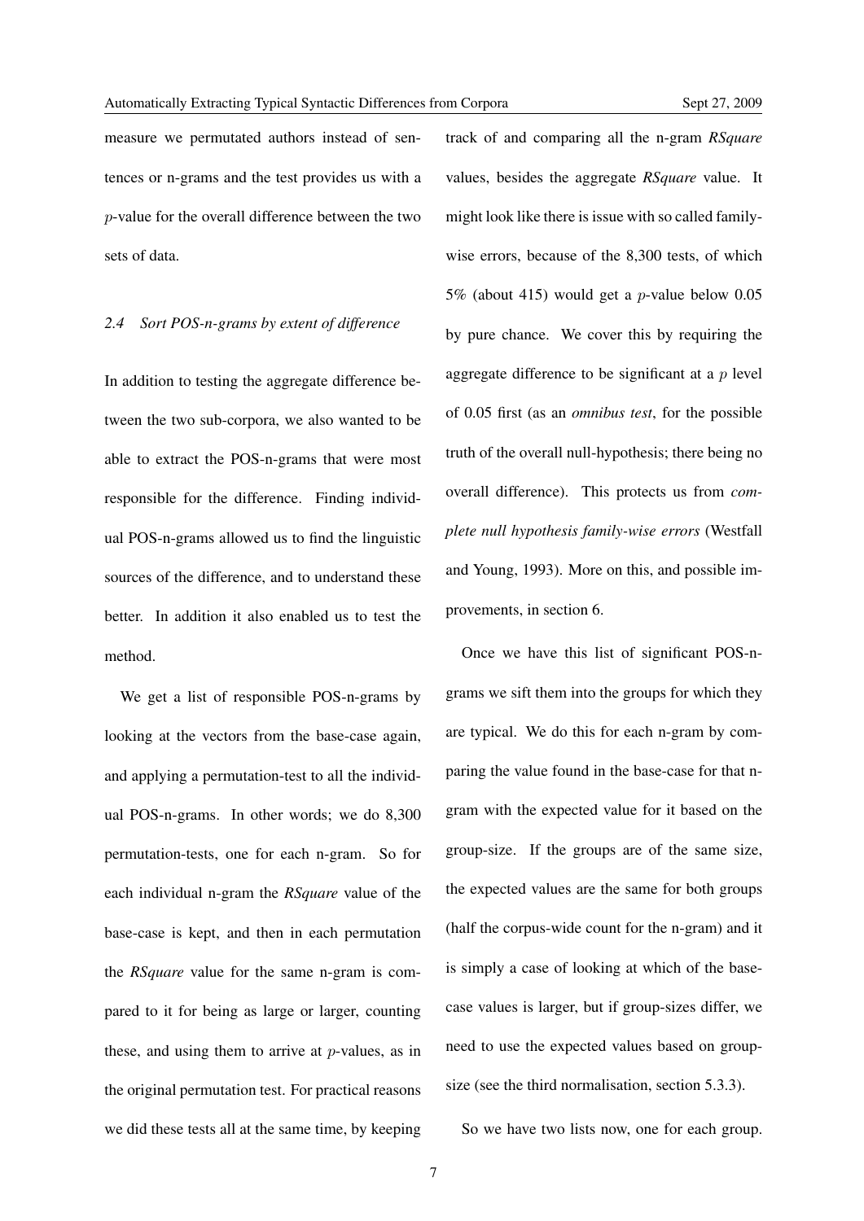measure we permutated authors instead of sentences or n-grams and the test provides us with a $p$-value for the overall difference between the two sets of data.

### *2.4 Sort POS-n-grams by extent of difference*

In addition to testing the aggregate difference between the two sub-corpora, we also wanted to be able to extract the POS-n-grams that were most responsible for the difference. Finding individual POS-n-grams allowed us to find the linguistic sources of the difference, and to understand these better. In addition it also enabled us to test the method.

We get a list of responsible POS-n-grams by looking at the vectors from the base-case again, and applying a permutation-test to all the individual POS-n-grams. In other words; we do 8,300 permutation-tests, one for each n-gram. So for each individual n-gram the *RSquare* value of the base-case is kept, and then in each permutation the *RSquare* value for the same n-gram is compared to it for being as large or larger, counting these, and using them to arrive at $p$-values, as in the original permutation test. For practical reasons we did these tests all at the same time, by keeping track of and comparing all the n-gram *RSquare* values, besides the aggregate *RSquare* value. It might look like there is issue with so called family-wise errors, because of the 8,300 tests, of which 5% (about 415) would get a $p$-value below 0.05 by pure chance. We cover this by requiring the aggregate difference to be significant at a $p$ level of 0.05 first (as an *omnibus test*, for the possible truth of the overall null-hypothesis; there being no overall difference). This protects us from *complete null hypothesis family-wise errors* (Westfall and Young, 1993). More on this, and possible improvements, in section 6.

Once we have this list of significant POS-n-grams we sift them into the groups for which they are typical. We do this for each n-gram by comparing the value found in the base-case for that n-gram with the expected value for it based on the group-size. If the groups are of the same size, the expected values are the same for both groups (half the corpus-wide count for the n-gram) and it is simply a case of looking at which of the base-case values is larger, but if group-sizes differ, we need to use the expected values based on group-size (see the third normalisation, section 5.3.3).

So we have two lists now, one for each group.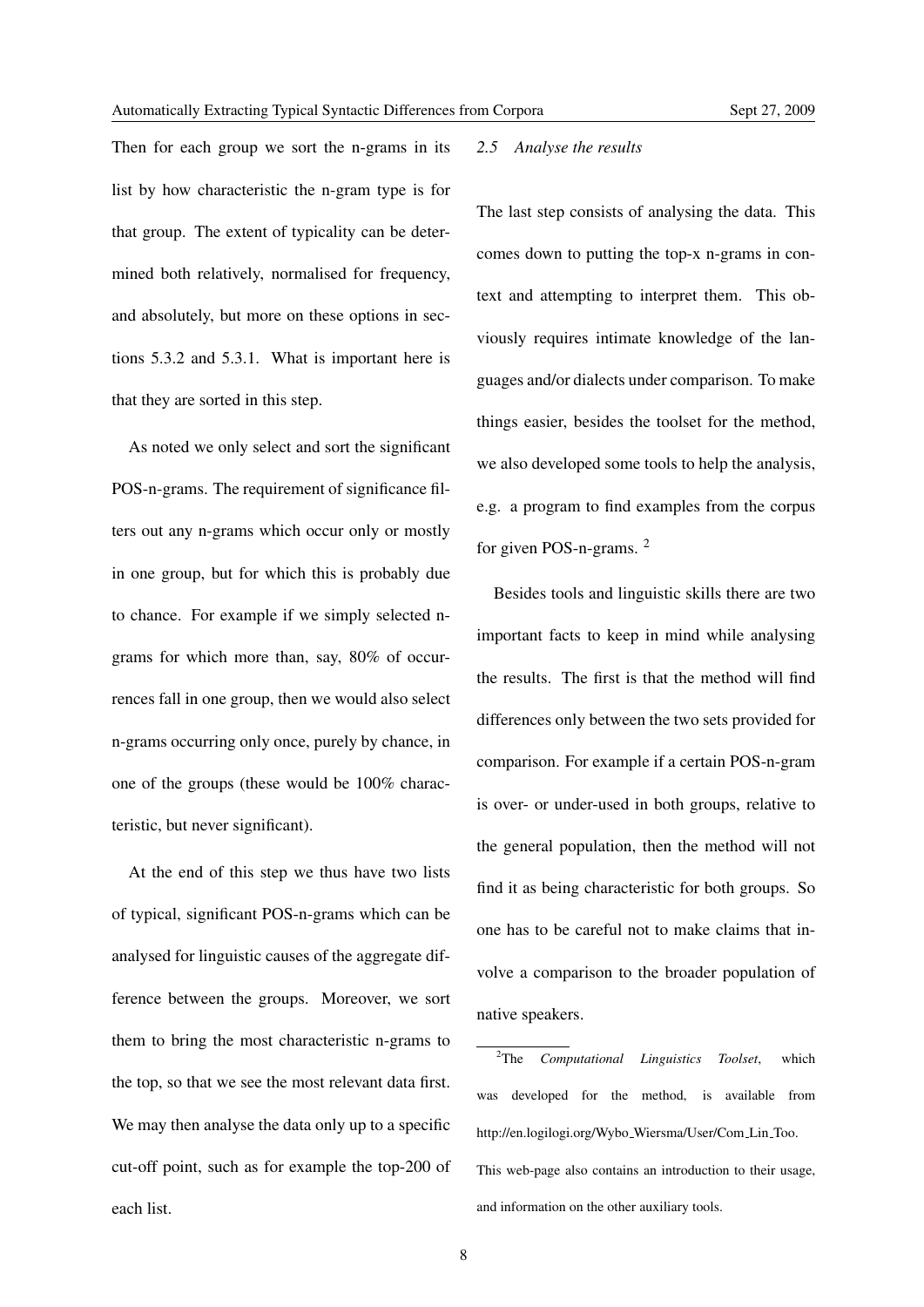Then for each group we sort the n-grams in its list by how characteristic the n-gram type is for that group. The extent of typicality can be determined both relatively, normalised for frequency, and absolutely, but more on these options in sections 5.3.2 and 5.3.1. What is important here is that they are sorted in this step.

As noted we only select and sort the significant POS-n-grams. The requirement of significance filters out any n-grams which occur only or mostly in one group, but for which this is probably due to chance. For example if we simply selected n-grams for which more than, say, 80% of occurrences fall in one group, then we would also select n-grams occurring only once, purely by chance, in one of the groups (these would be 100% characteristic, but never significant).

At the end of this step we thus have two lists of typical, significant POS-n-grams which can be analysed for linguistic causes of the aggregate difference between the groups. Moreover, we sort them to bring the most characteristic n-grams to the top, so that we see the most relevant data first. We may then analyse the data only up to a specific cut-off point, such as for example the top-200 of each list.

### *2.5 Analyse the results*

The last step consists of analysing the data. This comes down to putting the top-x n-grams in context and attempting to interpret them. This obviously requires intimate knowledge of the languages and/or dialects under comparison. To make things easier, besides the toolset for the method, we also developed some tools to help the analysis, e.g. a program to find examples from the corpus for given POS-n-grams. [2]

Besides tools and linguistic skills there are two important facts to keep in mind while analysing the results. The first is that the method will find differences only between the two sets provided for comparison. For example if a certain POS-n-gram is over- or under-used in both groups, relative to the general population, then the method will not find it as being characteristic for both groups. So one has to be careful not to make claims that involve a comparison to the broader population of native speakers.

[2] The *Computational Linguistics Toolset*, which was developed for the method, is available from http://en.logilogi.org/Wybo_Wiersma/User/Com_Lin_Too. This web-page also contains an introduction to their usage, and information on the other auxiliary tools.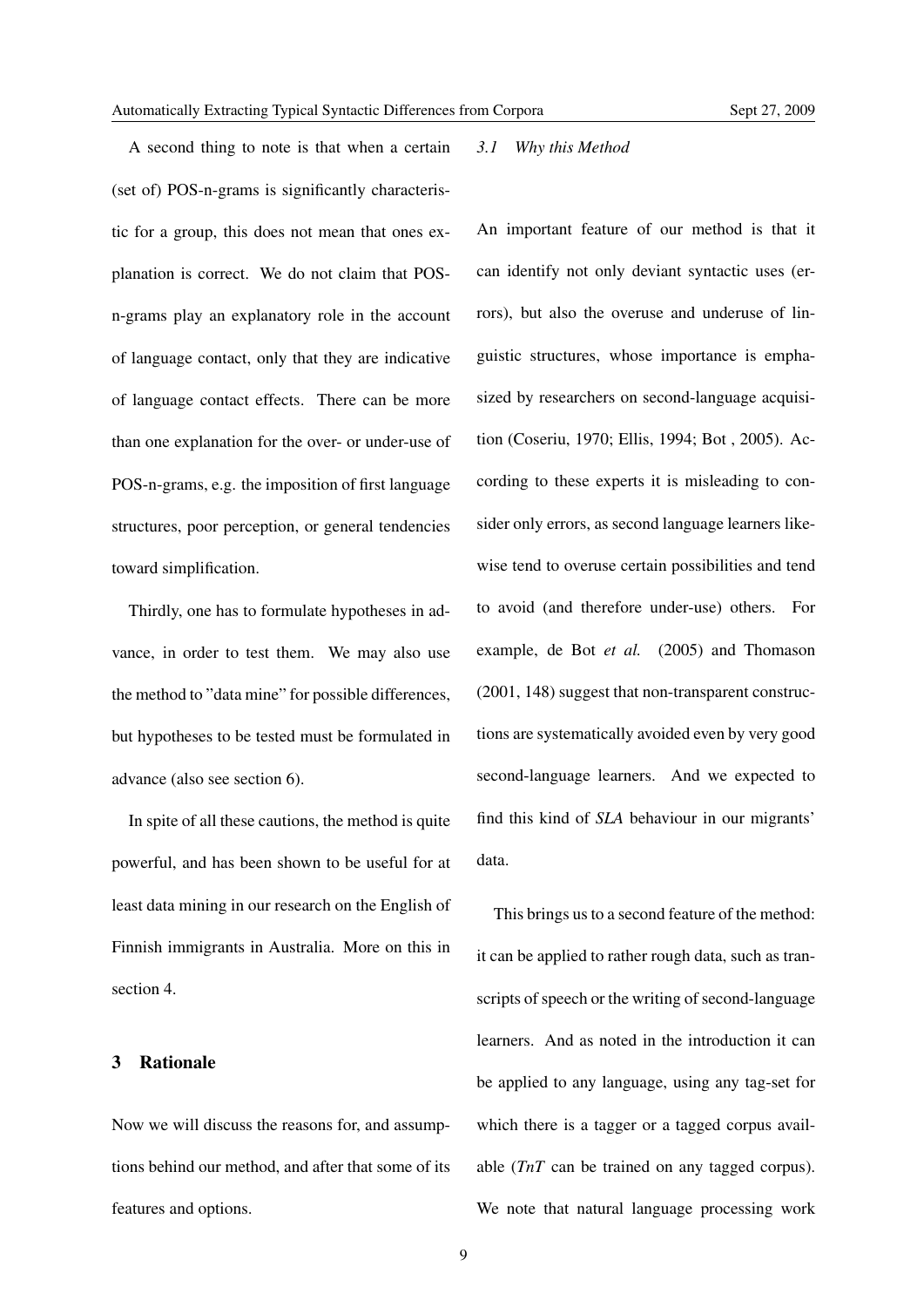A second thing to note is that when a certain (set of) POS-n-grams is significantly characteristic for a group, this does not mean that ones explanation is correct. We do not claim that POS-n-grams play an explanatory role in the account of language contact, only that they are indicative of language contact effects. There can be more than one explanation for the over- or under-use of POS-n-grams, e.g. the imposition of first language structures, poor perception, or general tendencies toward simplification.

Thirdly, one has to formulate hypotheses in advance, in order to test them. We may also use the method to "data mine" for possible differences, but hypotheses to be tested must be formulated in advance (also see section 6).

In spite of all these cautions, the method is quite powerful, and has been shown to be useful for at least data mining in our research on the English of Finnish immigrants in Australia. More on this in section 4.

## 3 Rationale

Now we will discuss the reasons for, and assumptions behind our method, and after that some of its features and options.

### *3.1 Why this Method*

An important feature of our method is that it can identify not only deviant syntactic uses (errors), but also the overuse and underuse of linguistic structures, whose importance is emphasized by researchers on second-language acquisition (Coseriu, 1970; Ellis, 1994; Bot , 2005). According to these experts it is misleading to consider only errors, as second language learners likewise tend to overuse certain possibilities and tend to avoid (and therefore under-use) others. For example, de Bot *et al.* (2005) and Thomason (2001, 148) suggest that non-transparent constructions are systematically avoided even by very good second-language learners. And we expected to find this kind of *SLA* behaviour in our migrants' data.

This brings us to a second feature of the method: it can be applied to rather rough data, such as transcripts of speech or the writing of second-language learners. And as noted in the introduction it can be applied to any language, using any tag-set for which there is a tagger or a tagged corpus available (*TnT* can be trained on any tagged corpus). We note that natural language processing work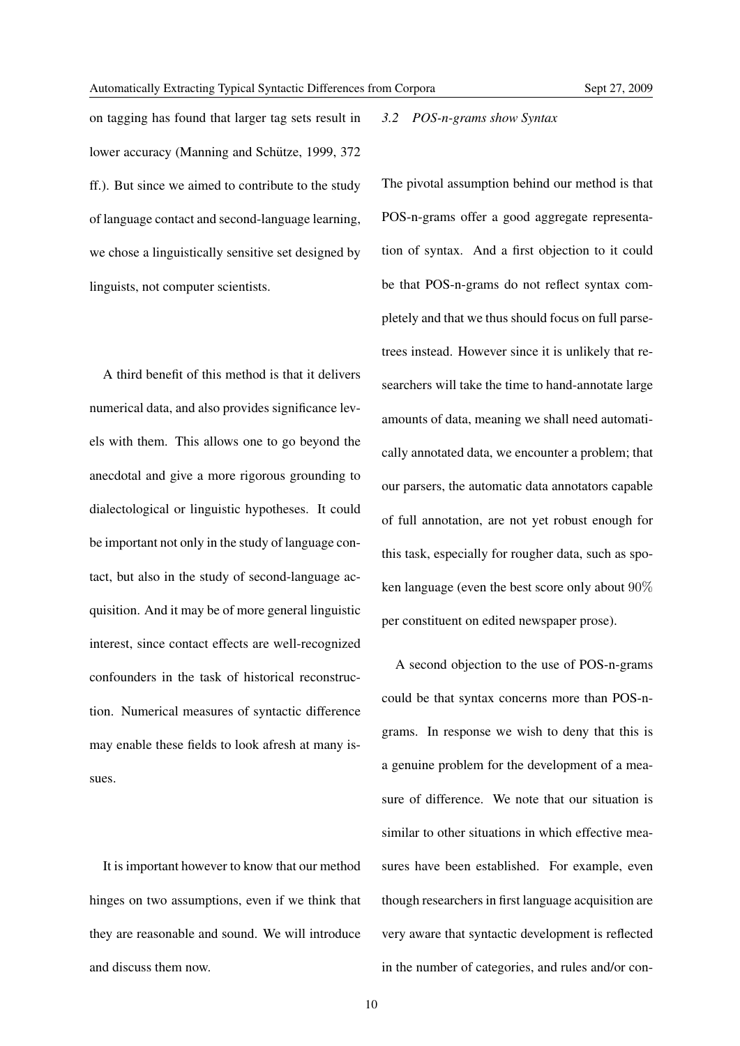on tagging has found that larger tag sets result in lower accuracy (Manning and Schütze, 1999, 372 ff.). But since we aimed to contribute to the study of language contact and second-language learning, we chose a linguistically sensitive set designed by linguists, not computer scientists.

A third benefit of this method is that it delivers numerical data, and also provides significance levels with them. This allows one to go beyond the anecdotal and give a more rigorous grounding to dialectological or linguistic hypotheses. It could be important not only in the study of language contact, but also in the study of second-language acquisition. And it may be of more general linguistic interest, since contact effects are well-recognized confounders in the task of historical reconstruction. Numerical measures of syntactic difference may enable these fields to look afresh at many issues.

It is important however to know that our method hinges on two assumptions, even if we think that they are reasonable and sound. We will introduce and discuss them now.

### 3.2 *POS-n-grams show Syntax*

The pivotal assumption behind our method is that POS-n-grams offer a good aggregate representation of syntax. And a first objection to it could be that POS-n-grams do not reflect syntax completely and that we thus should focus on full parse-trees instead. However since it is unlikely that researchers will take the time to hand-annotate large amounts of data, meaning we shall need automatically annotated data, we encounter a problem; that our parsers, the automatic data annotators capable of full annotation, are not yet robust enough for this task, especially for rougher data, such as spoken language (even the best score only about $90\%$ per constituent on edited newspaper prose).

A second objection to the use of POS-n-grams could be that syntax concerns more than POS-n-grams. In response we wish to deny that this is a genuine problem for the development of a measure of difference. We note that our situation is similar to other situations in which effective measures have been established. For example, even though researchers in first language acquisition are very aware that syntactic development is reflected in the number of categories, and rules and/or con-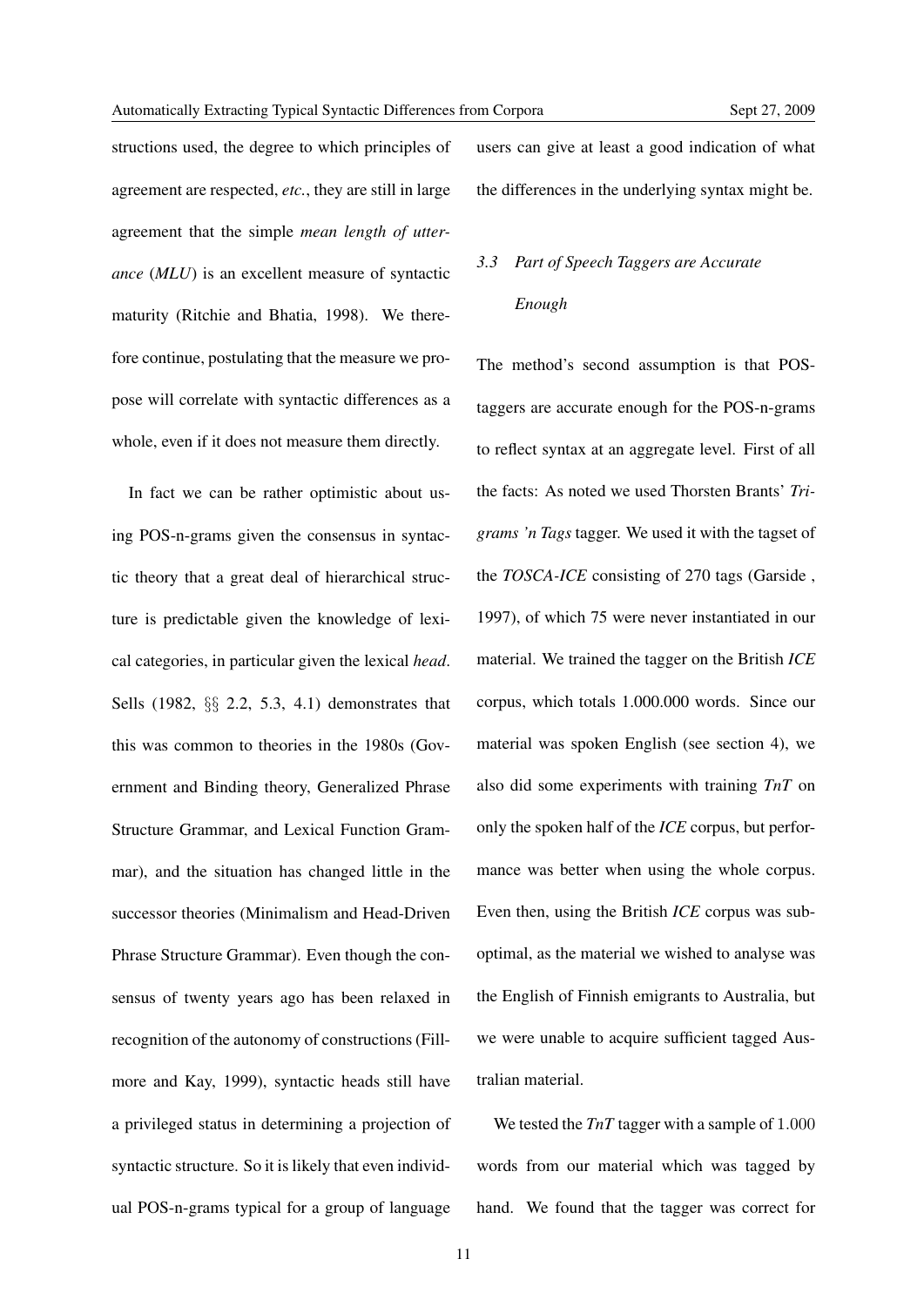structions used, the degree to which principles of agreement are respected, *etc.*, they are still in large agreement that the simple *mean length of utterance* (*MLU*) is an excellent measure of syntactic maturity (Ritchie and Bhatia, 1998). We therefore continue, postulating that the measure we propose will correlate with syntactic differences as a whole, even if it does not measure them directly.

In fact we can be rather optimistic about using POS-n-grams given the consensus in syntactic theory that a great deal of hierarchical structure is predictable given the knowledge of lexical categories, in particular given the lexical *head*. Sells (1982, §§ 2.2, 5.3, 4.1) demonstrates that this was common to theories in the 1980s (Government and Binding theory, Generalized Phrase Structure Grammar, and Lexical Function Grammar), and the situation has changed little in the successor theories (Minimalism and Head-Driven Phrase Structure Grammar). Even though the consensus of twenty years ago has been relaxed in recognition of the autonomy of constructions (Fillmore and Kay, 1999), syntactic heads still have a privileged status in determining a projection of syntactic structure. So it is likely that even individual POS-n-grams typical for a group of language users can give at least a good indication of what the differences in the underlying syntax might be.

### *3.3 Part of Speech Taggers are Accurate Enough*

The method's second assumption is that POS-taggers are accurate enough for the POS-n-grams to reflect syntax at an aggregate level. First of all the facts: As noted we used Thorsten Brants' *Trigrams 'n Tags* tagger. We used it with the tagset of the *TOSCA-ICE* consisting of 270 tags (Garside , 1997), of which 75 were never instantiated in our material. We trained the tagger on the British *ICE* corpus, which totals 1.000.000 words. Since our material was spoken English (see section 4), we also did some experiments with training *TnT* on only the spoken half of the *ICE* corpus, but performance was better when using the whole corpus. Even then, using the British *ICE* corpus was suboptimal, as the material we wished to analyse was the English of Finnish emigrants to Australia, but we were unable to acquire sufficient tagged Australian material.

We tested the *TnT* tagger with a sample of 1.000 words from our material which was tagged by hand. We found that the tagger was correct for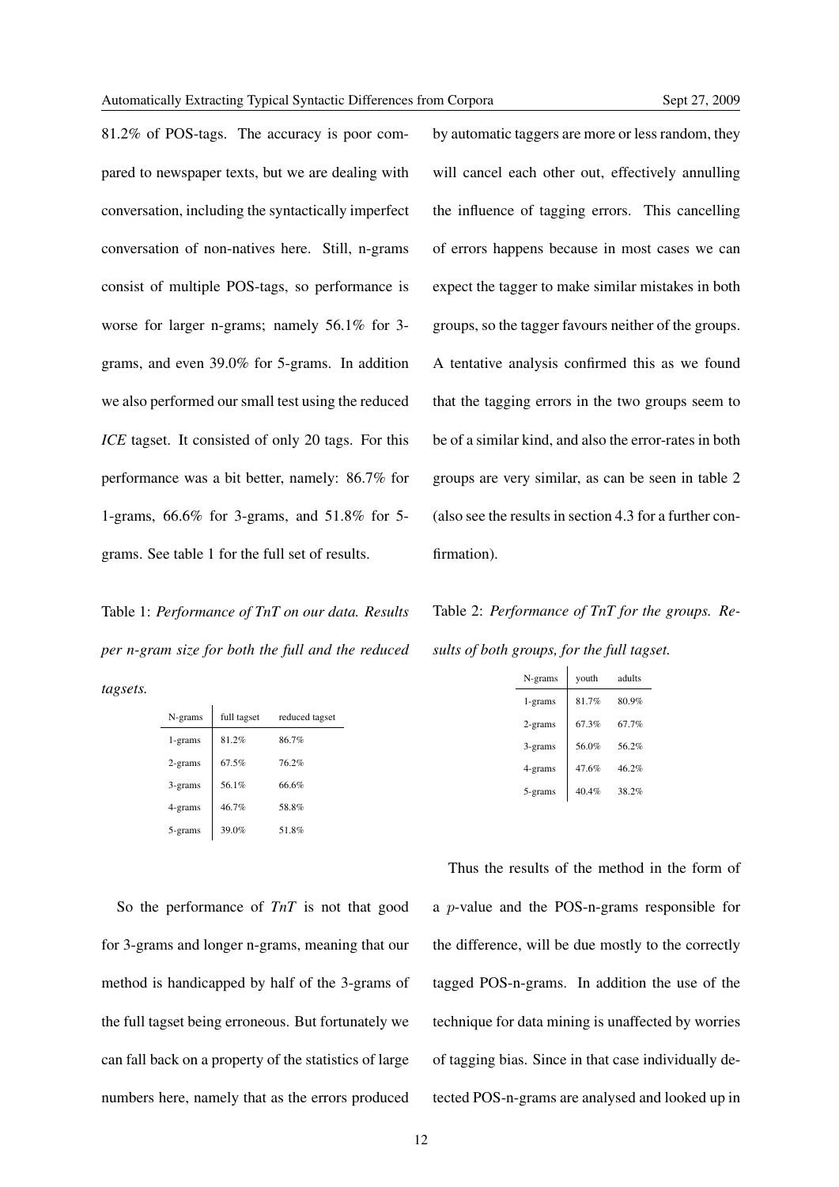81.2% of POS-tags. The accuracy is poor compared to newspaper texts, but we are dealing with conversation, including the syntactically imperfect conversation of non-natives here. Still, n-grams consist of multiple POS-tags, so performance is worse for larger n-grams; namely 56.1% for 3-grams, and even 39.0% for 5-grams. In addition we also performed our small test using the reduced *ICE* tagset. It consisted of only 20 tags. For this performance was a bit better, namely: 86.7% for 1-grams, 66.6% for 3-grams, and 51.8% for 5-grams. See table 1 for the full set of results.

Table 1: *Performance of TnT on our data. Results per n-gram size for both the full and the reduced tagsets.*

| N-grams | full tagset | reduced tagset |
|---|---|---|
| 1-grams | 81.2% | 86.7% |
| 2-grams | 67.5% | 76.2% |
| 3-grams | 56.1% | 66.6% |
| 4-grams | 46.7% | 58.8% |
| 5-grams | 39.0% | 51.8% |

So the performance of *TnT* is not that good for 3-grams and longer n-grams, meaning that our method is handicapped by half of the 3-grams of the full tagset being erroneous. But fortunately we can fall back on a property of the statistics of large numbers here, namely that as the errors produced by automatic taggers are more or less random, they will cancel each other out, effectively annulling the influence of tagging errors. This cancelling of errors happens because in most cases we can expect the tagger to make similar mistakes in both groups, so the tagger favours neither of the groups. A tentative analysis confirmed this as we found that the tagging errors in the two groups seem to be of a similar kind, and also the error-rates in both groups are very similar, as can be seen in table 2 (also see the results in section 4.3 for a further confirmation).

Table 2: *Performance of TnT for the groups. Results of both groups, for the full tagset.*

| N-grams | youth | adults |
|---|---|---|
| 1-grams | 81.7% | 80.9% |
| 2-grams | 67.3% | 67.7% |
| 3-grams | 56.0% | 56.2% |
| 4-grams | 47.6% | 46.2% |
| 5-grams | 40.4% | 38.2% |

Thus the results of the method in the form of a $p$-value and the POS-n-grams responsible for the difference, will be due mostly to the correctly tagged POS-n-grams. In addition the use of the technique for data mining is unaffected by worries of tagging bias. Since in that case individually detected POS-n-grams are analysed and looked up in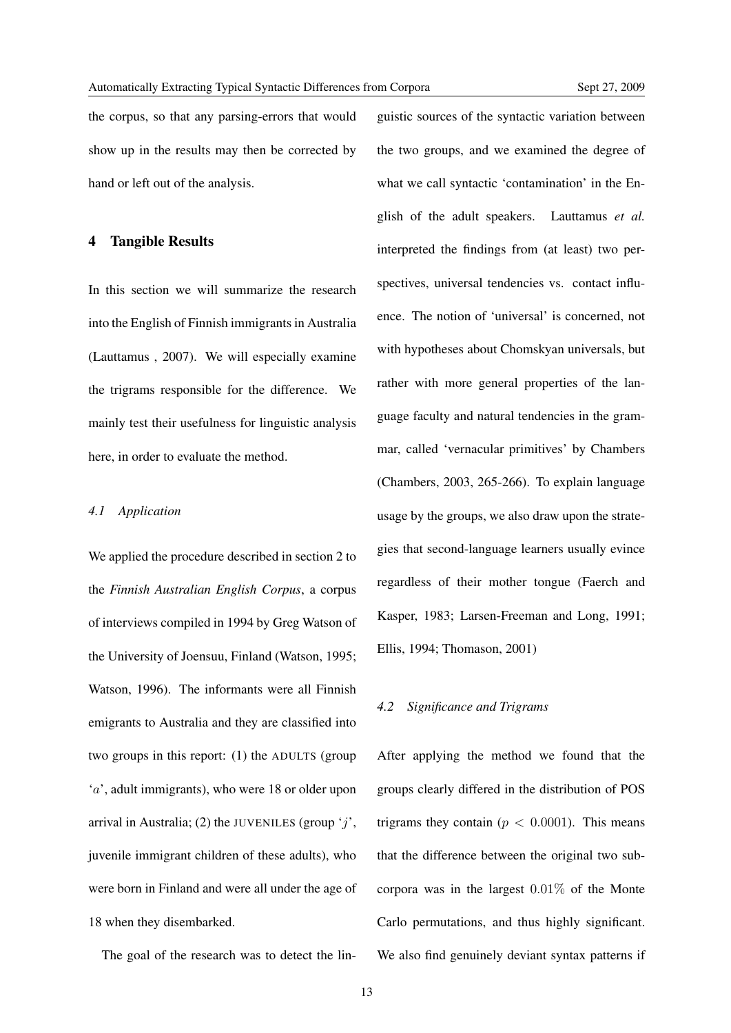the corpus, so that any parsing-errors that would show up in the results may then be corrected by hand or left out of the analysis.

## 4 Tangible Results

In this section we will summarize the research into the English of Finnish immigrants in Australia (Lauttamus , 2007). We will especially examine the trigrams responsible for the difference. We mainly test their usefulness for linguistic analysis here, in order to evaluate the method.

### *4.1 Application*

We applied the procedure described in section 2 to the *Finnish Australian English Corpus*, a corpus of interviews compiled in 1994 by Greg Watson of the University of Joensuu, Finland (Watson, 1995; Watson, 1996). The informants were all Finnish emigrants to Australia and they are classified into two groups in this report: (1) the ADULTS (group '$a$', adult immigrants), who were 18 or older upon arrival in Australia; (2) the JUVENILES (group '$j$', juvenile immigrant children of these adults), who were born in Finland and were all under the age of 18 when they disembarked.

The goal of the research was to detect the linguistic sources of the syntactic variation between the two groups, and we examined the degree of what we call syntactic 'contamination' in the English of the adult speakers. Lauttamus *et al.* interpreted the findings from (at least) two perspectives, universal tendencies vs. contact influence. The notion of 'universal' is concerned, not with hypotheses about Chomskyan universals, but rather with more general properties of the language faculty and natural tendencies in the grammar, called 'vernacular primitives' by Chambers (Chambers, 2003, 265-266). To explain language usage by the groups, we also draw upon the strategies that second-language learners usually evince regardless of their mother tongue (Faerch and Kasper, 1983; Larsen-Freeman and Long, 1991; Ellis, 1994; Thomason, 2001)

### *4.2 Significance and Trigrams*

After applying the method we found that the groups clearly differed in the distribution of POS trigrams they contain ($p < 0.0001$). This means that the difference between the original two sub-corpora was in the largest $0.01\%$ of the Monte Carlo permutations, and thus highly significant. We also find genuinely deviant syntax patterns if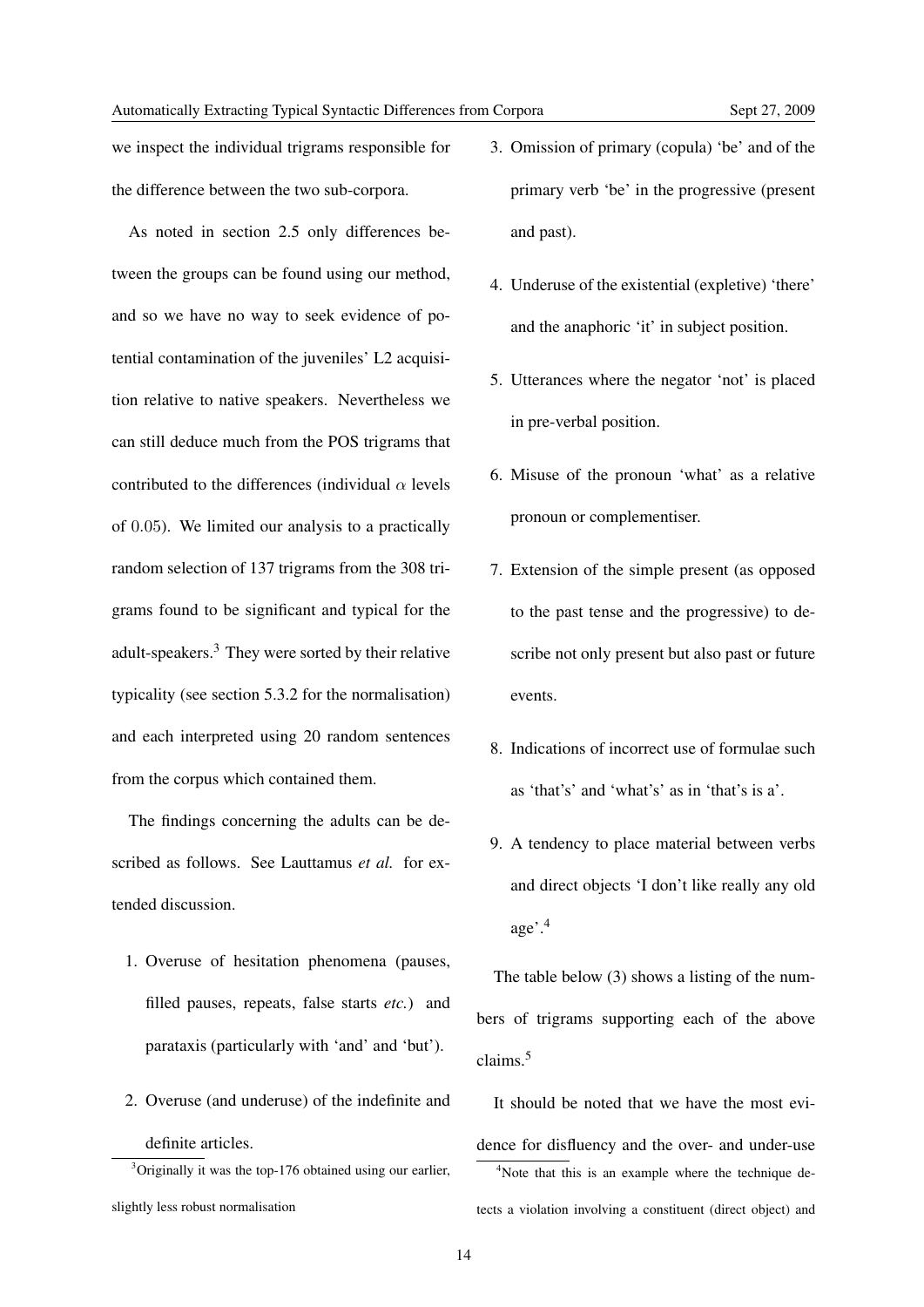we inspect the individual trigrams responsible for the difference between the two sub-corpora.

As noted in section 2.5 only differences between the groups can be found using our method, and so we have no way to seek evidence of potential contamination of the juveniles' L2 acquisition relative to native speakers. Nevertheless we can still deduce much from the POS trigrams that contributed to the differences (individual $\alpha$ levels of $0.05$). We limited our analysis to a practically random selection of 137 trigrams from the 308 trigrams found to be significant and typical for the adult-speakers.[3] They were sorted by their relative typicality (see section 5.3.2 for the normalisation) and each interpreted using 20 random sentences from the corpus which contained them.

The findings concerning the adults can be described as follows. See Lauttamus *et al.* for extended discussion.

1. Overuse of hesitation phenomena (pauses, filled pauses, repeats, false starts *etc.*) and parataxis (particularly with 'and' and 'but').
2. Overuse (and underuse) of the indefinite and definite articles.
3. Omission of primary (copula) 'be' and of the primary verb 'be' in the progressive (present and past).
4. Underuse of the existential (expletive) 'there' and the anaphoric 'it' in subject position.
5. Utterances where the negator 'not' is placed in pre-verbal position.
6. Misuse of the pronoun 'what' as a relative pronoun or complementiser.
7. Extension of the simple present (as opposed to the past tense and the progressive) to describe not only present but also past or future events.
8. Indications of incorrect use of formulae such as 'that's' and 'what's' as in 'that's is a'.
9. A tendency to place material between verbs and direct objects 'I don't like really any old age'.[4]

The table below (3) shows a listing of the numbers of trigrams supporting each of the above claims.[5]

It should be noted that we have the most evidence for disfluency and the over- and under-use

[3] Originally it was the top-176 obtained using our earlier, slightly less robust normalisation

[4] Note that this is an example where the technique detects a violation involving a constituent (direct object) and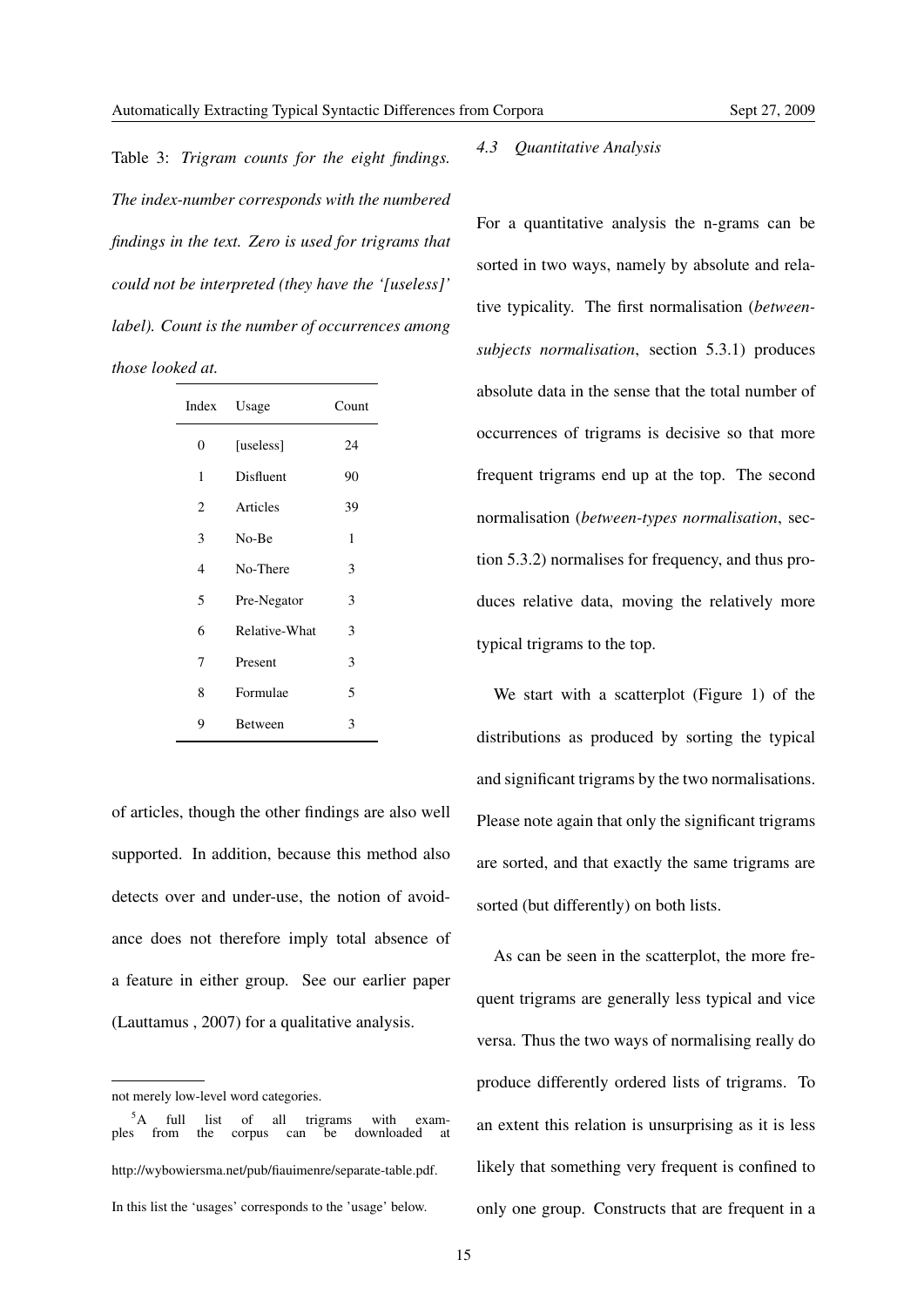Table 3: *Trigram counts for the eight findings. The index-number corresponds with the numbered findings in the text. Zero is used for trigrams that could not be interpreted (they have the '[useless]' label). Count is the number of occurrences among those looked at.*

| Index | Usage | Count |
|---|---|---|
| 0 | [useless] | 24 |
| 1 | Disfluent | 90 |
| 2 | Articles | 39 |
| 3 | No-Be | 1 |
| 4 | No-There | 3 |
| 5 | Pre-Negator | 3 |
| 6 | Relative-What | 3 |
| 7 | Present | 3 |
| 8 | Formulae | 5 |
| 9 | Between | 3 |

of articles, though the other findings are also well supported. In addition, because this method also detects over and under-use, the notion of avoidance does not therefore imply total absence of a feature in either group. See our earlier paper (Lauttamus , 2007) for a qualitative analysis.

not merely low-level word categories.

[5]A full list of all trigrams with examples from the corpus can be downloaded at http://wybowiersma.net/pub/fiauimenre/separate-table.pdf. In this list the 'usages' corresponds to the 'usage' below.

### 4.3 Quantitative Analysis

For a quantitative analysis the n-grams can be sorted in two ways, namely by absolute and relative typicality. The first normalisation (*between-subjects normalisation*, section 5.3.1) produces absolute data in the sense that the total number of occurrences of trigrams is decisive so that more frequent trigrams end up at the top. The second normalisation (*between-types normalisation*, section 5.3.2) normalises for frequency, and thus produces relative data, moving the relatively more typical trigrams to the top.

We start with a scatterplot (Figure 1) of the distributions as produced by sorting the typical and significant trigrams by the two normalisations. Please note again that only the significant trigrams are sorted, and that exactly the same trigrams are sorted (but differently) on both lists.

As can be seen in the scatterplot, the more frequent trigrams are generally less typical and vice versa. Thus the two ways of normalising really do produce differently ordered lists of trigrams. To an extent this relation is unsurprising as it is less likely that something very frequent is confined to only one group. Constructs that are frequent in a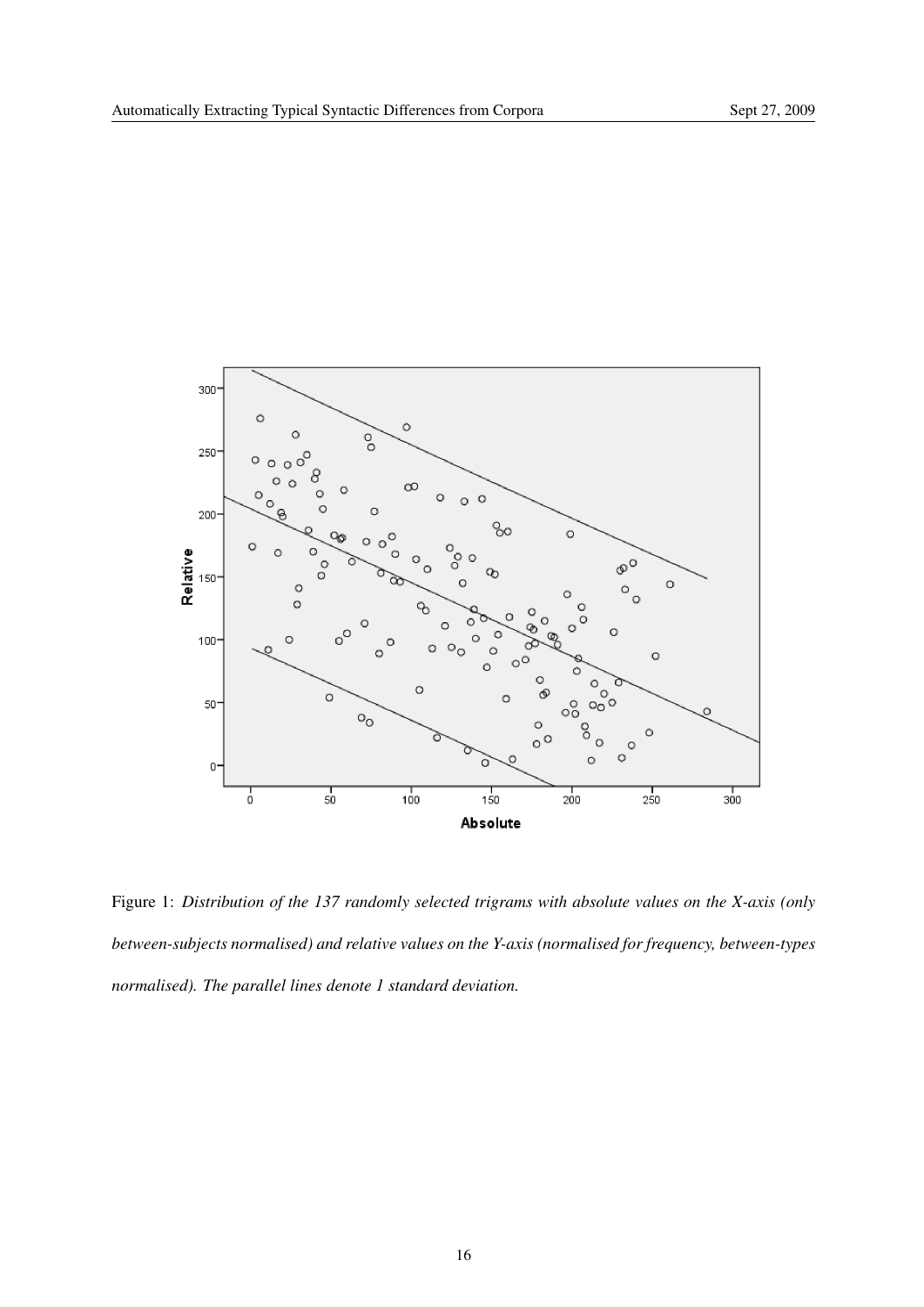Figure 1: *Distribution of the 137 randomly selected trigrams with absolute values on the X-axis (only between-subjects normalised) and relative values on the Y-axis (normalised for frequency, between-types normalised). The parallel lines denote 1 standard deviation.*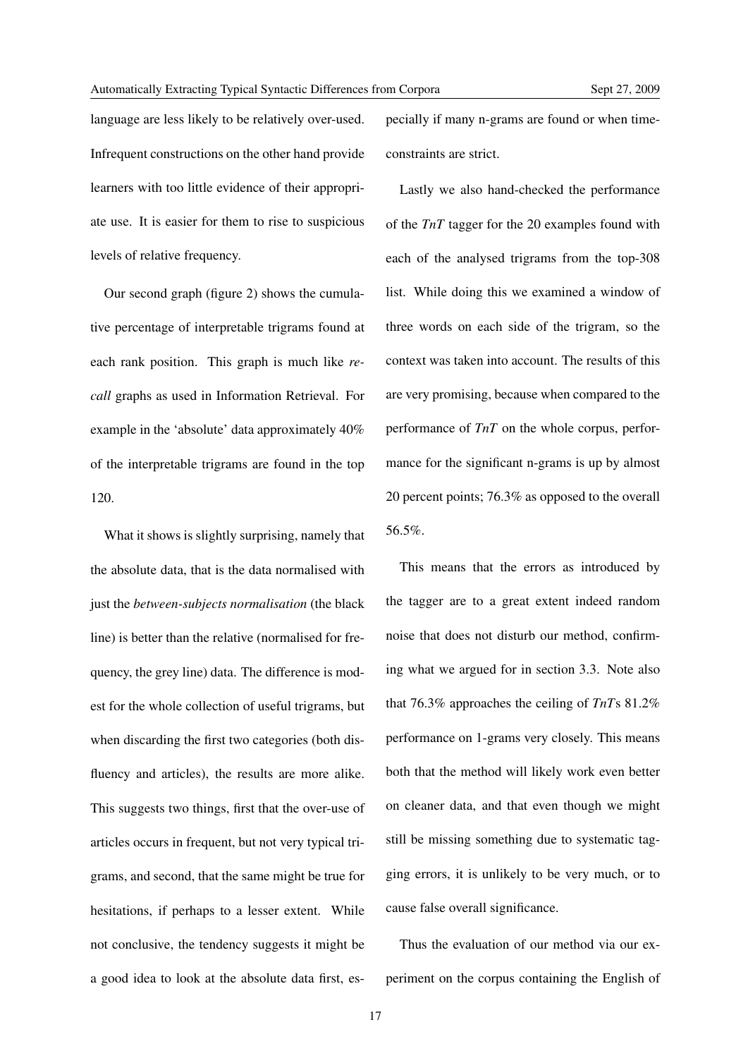language are less likely to be relatively over-used. Infrequent constructions on the other hand provide learners with too little evidence of their appropriate use. It is easier for them to rise to suspicious levels of relative frequency.

Our second graph (figure 2) shows the cumulative percentage of interpretable trigrams found at each rank position. This graph is much like *recall* graphs as used in Information Retrieval. For example in the 'absolute' data approximately 40% of the interpretable trigrams are found in the top 120.

What it shows is slightly surprising, namely that the absolute data, that is the data normalised with just the *between-subjects normalisation* (the black line) is better than the relative (normalised for frequency, the grey line) data. The difference is modest for the whole collection of useful trigrams, but when discarding the first two categories (both disfluency and articles), the results are more alike. This suggests two things, first that the over-use of articles occurs in frequent, but not very typical trigrams, and second, that the same might be true for hesitations, if perhaps to a lesser extent. While not conclusive, the tendency suggests it might be a good idea to look at the absolute data first, especially if many n-grams are found or when time-constraints are strict.

Lastly we also hand-checked the performance of the *TnT* tagger for the 20 examples found with each of the analysed trigrams from the top-308 list. While doing this we examined a window of three words on each side of the trigram, so the context was taken into account. The results of this are very promising, because when compared to the performance of *TnT* on the whole corpus, performance for the significant n-grams is up by almost 20 percent points; 76.3% as opposed to the overall 56.5%.

This means that the errors as introduced by the tagger are to a great extent indeed random noise that does not disturb our method, confirming what we argued for in section 3.3. Note also that 76.3% approaches the ceiling of *TnT*s 81.2% performance on 1-grams very closely. This means both that the method will likely work even better on cleaner data, and that even though we might still be missing something due to systematic tagging errors, it is unlikely to be very much, or to cause false overall significance.

Thus the evaluation of our method via our experiment on the corpus containing the English of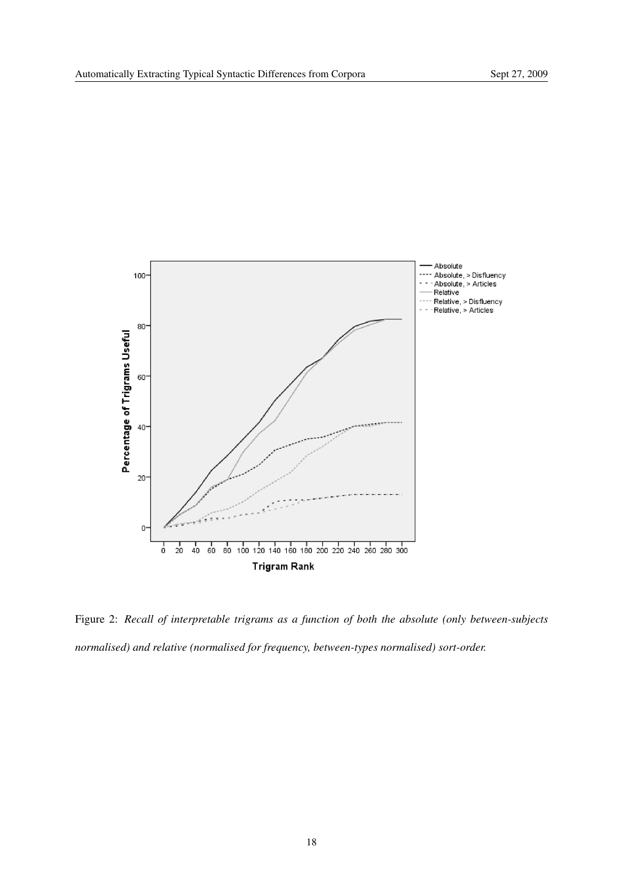Figure 2: *Recall of interpretable trigrams as a function of both the absolute (only between-subjects normalised) and relative (normalised for frequency, between-types normalised) sort-order.*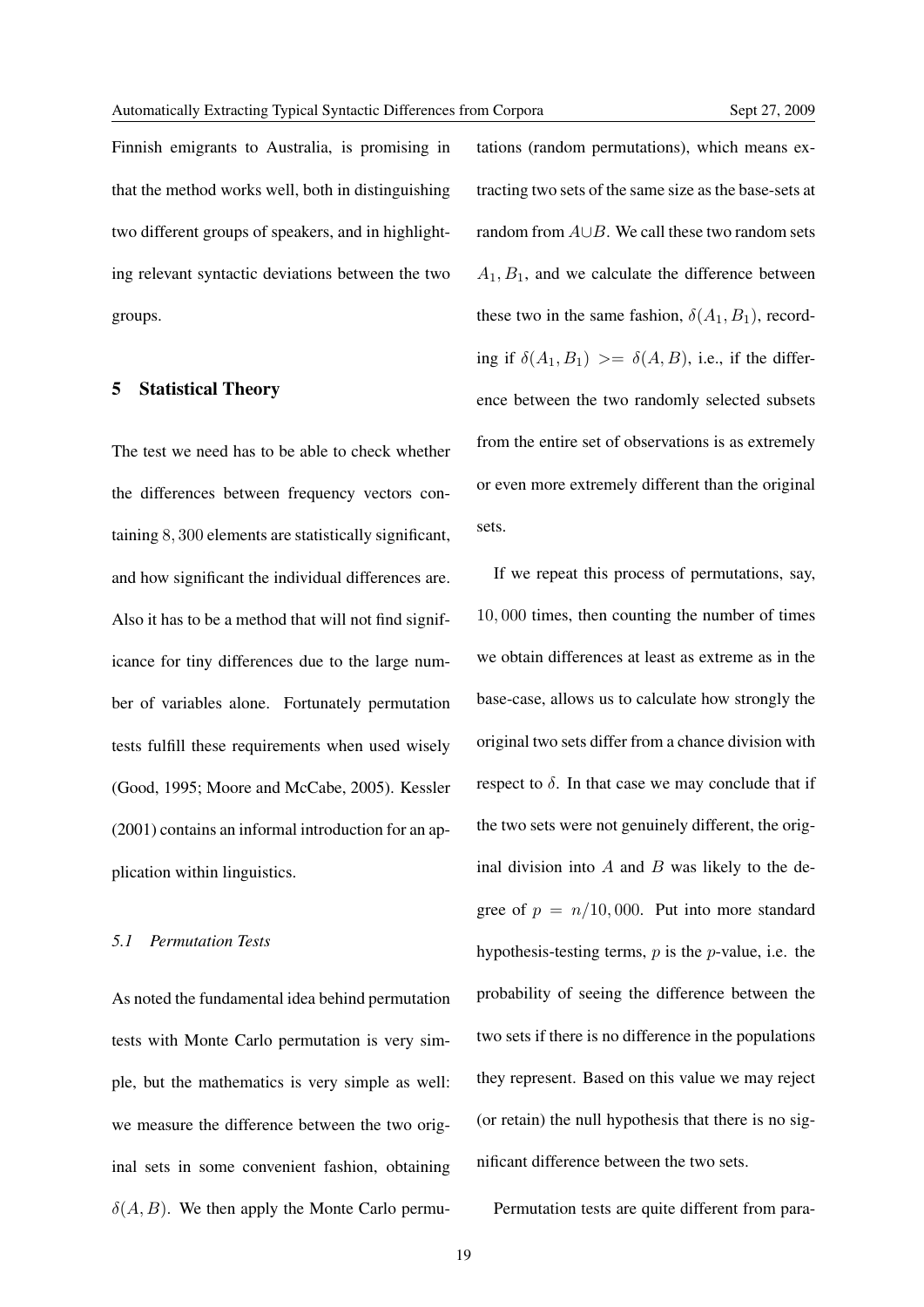Finnish emigrants to Australia, is promising in that the method works well, both in distinguishing two different groups of speakers, and in highlighting relevant syntactic deviations between the two groups.

## 5 Statistical Theory

The test we need has to be able to check whether the differences between frequency vectors containing $8,300$ elements are statistically significant, and how significant the individual differences are. Also it has to be a method that will not find significance for tiny differences due to the large number of variables alone. Fortunately permutation tests fulfill these requirements when used wisely (Good, 1995; Moore and McCabe, 2005). Kessler (2001) contains an informal introduction for an application within linguistics.

### *5.1 Permutation Tests*

As noted the fundamental idea behind permutation tests with Monte Carlo permutation is very simple, but the mathematics is very simple as well: we measure the difference between the two original sets in some convenient fashion, obtaining $\delta(A, B)$. We then apply the Monte Carlo permutations (random permutations), which means extracting two sets of the same size as the base-sets at random from $A \cup B$. We call these two random sets $A_1, B_1$, and we calculate the difference between these two in the same fashion, $\delta(A_1, B_1)$, recording if $\delta(A_1, B_1) >= \delta(A, B)$, i.e., if the difference between the two randomly selected subsets from the entire set of observations is as extremely or even more extremely different than the original sets.

If we repeat this process of permutations, say, $10,000$ times, then counting the number of times we obtain differences at least as extreme as in the base-case, allows us to calculate how strongly the original two sets differ from a chance division with respect to $\delta$. In that case we may conclude that if the two sets were not genuinely different, the original division into $A$ and $B$ was likely to the degree of $p = n/10,000$. Put into more standard hypothesis-testing terms, $p$ is the $p$-value, i.e. the probability of seeing the difference between the two sets if there is no difference in the populations they represent. Based on this value we may reject (or retain) the null hypothesis that there is no significant difference between the two sets.

Permutation tests are quite different from para-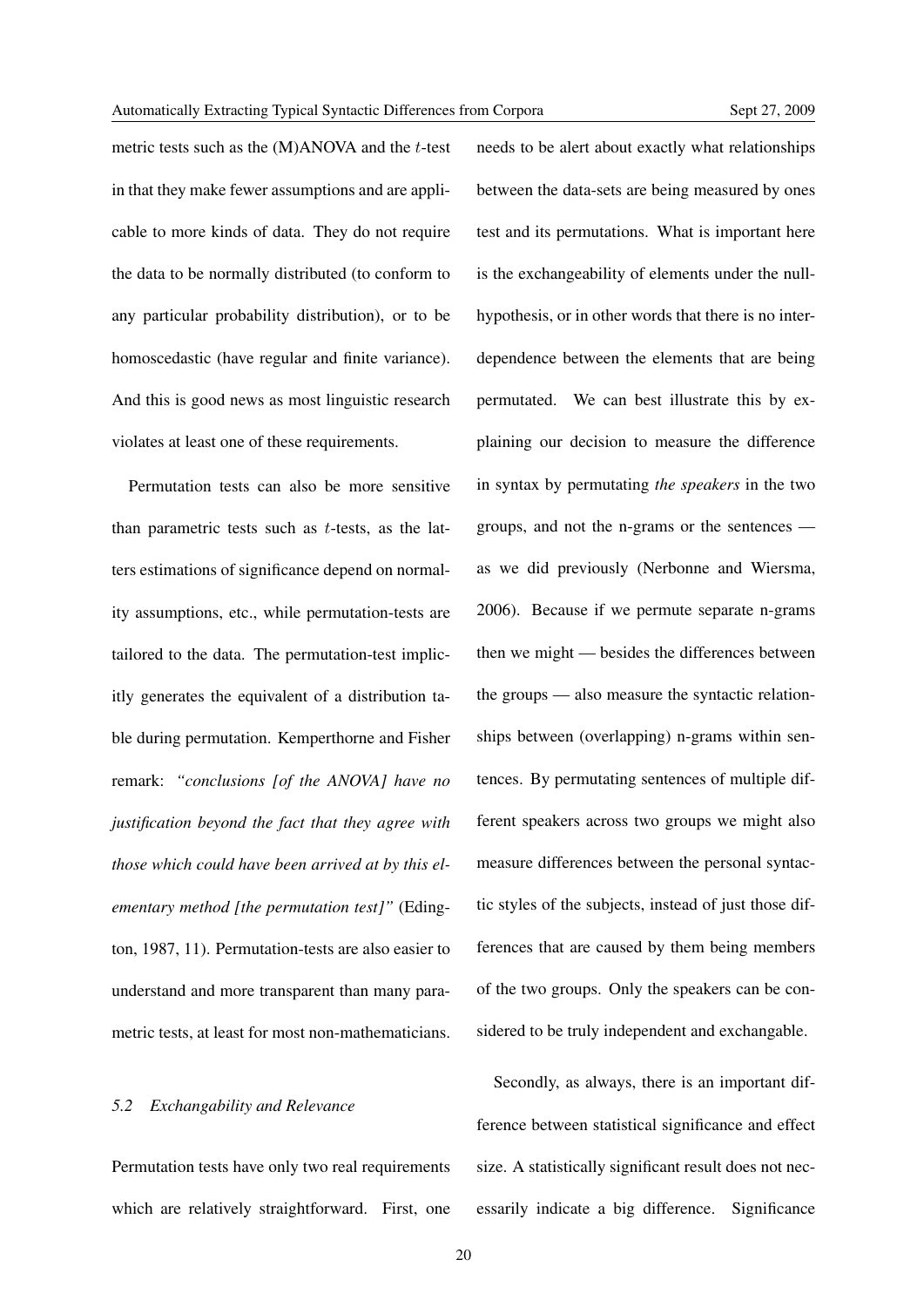metric tests such as the (M)ANOVA and the $t$-test in that they make fewer assumptions and are applicable to more kinds of data. They do not require the data to be normally distributed (to conform to any particular probability distribution), or to be homoscedastic (have regular and finite variance). And this is good news as most linguistic research violates at least one of these requirements.

Permutation tests can also be more sensitive than parametric tests such as $t$-tests, as the latters estimations of significance depend on normality assumptions, etc., while permutation-tests are tailored to the data. The permutation-test implicitly generates the equivalent of a distribution table during permutation. Kemperthorne and Fisher remark: *"conclusions [of the ANOVA] have no justification beyond the fact that they agree with those which could have been arrived at by this elementary method [the permutation test]"* (Edington, 1987, 11). Permutation-tests are also easier to understand and more transparent than many parametric tests, at least for most non-mathematicians.

### *5.2 Exchangability and Relevance*

Permutation tests have only two real requirements which are relatively straightforward. First, one needs to be alert about exactly what relationships between the data-sets are being measured by ones test and its permutations. What is important here is the exchangeability of elements under the null-hypothesis, or in other words that there is no interdependence between the elements that are being permutated. We can best illustrate this by explaining our decision to measure the difference in syntax by permutating *the speakers* in the two groups, and not the n-grams or the sentences — as we did previously (Nerbonne and Wiersma, 2006). Because if we permute separate n-grams then we might — besides the differences between the groups — also measure the syntactic relationships between (overlapping) n-grams within sentences. By permutating sentences of multiple different speakers across two groups we might also measure differences between the personal syntactic styles of the subjects, instead of just those differences that are caused by them being members of the two groups. Only the speakers can be considered to be truly independent and exchangable.

Secondly, as always, there is an important difference between statistical significance and effect size. A statistically significant result does not necessarily indicate a big difference. Significance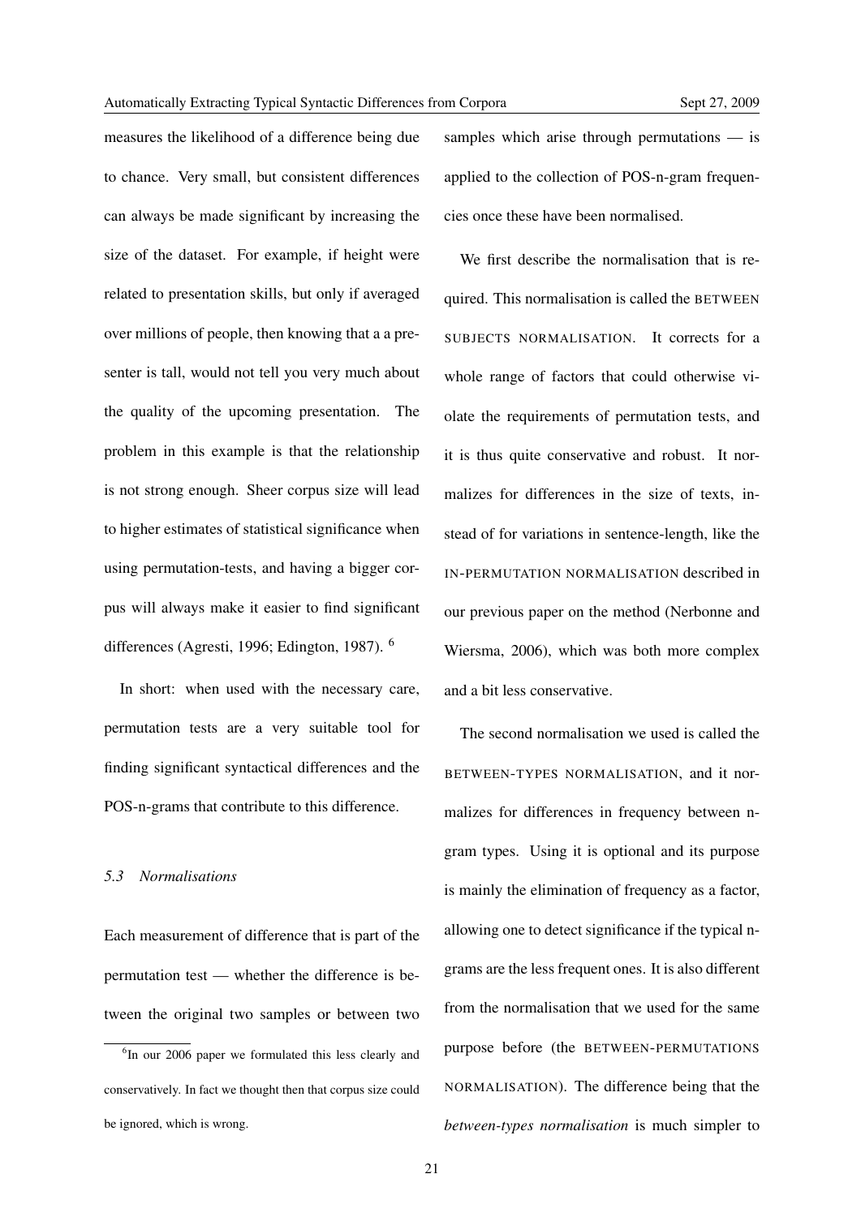measures the likelihood of a difference being due to chance. Very small, but consistent differences can always be made significant by increasing the size of the dataset. For example, if height were related to presentation skills, but only if averaged over millions of people, then knowing that a a presenter is tall, would not tell you very much about the quality of the upcoming presentation. The problem in this example is that the relationship is not strong enough. Sheer corpus size will lead to higher estimates of statistical significance when using permutation-tests, and having a bigger corpus will always make it easier to find significant differences (Agresti, 1996; Edington, 1987). [6]

In short: when used with the necessary care, permutation tests are a very suitable tool for finding significant syntactical differences and the POS-n-grams that contribute to this difference.

### *5.3 Normalisations*

Each measurement of difference that is part of the permutation test — whether the difference is between the original two samples or between two samples which arise through permutations — is applied to the collection of POS-n-gram frequencies once these have been normalised.

We first describe the normalisation that is required. This normalisation is called the BETWEEN SUBJECTS NORMALISATION. It corrects for a whole range of factors that could otherwise violate the requirements of permutation tests, and it is thus quite conservative and robust. It normalizes for differences in the size of texts, instead of for variations in sentence-length, like the IN-PERMUTATION NORMALISATION described in our previous paper on the method (Nerbonne and Wiersma, 2006), which was both more complex and a bit less conservative.

The second normalisation we used is called the BETWEEN-TYPES NORMALISATION, and it normalizes for differences in frequency between n-gram types. Using it is optional and its purpose is mainly the elimination of frequency as a factor, allowing one to detect significance if the typical n-grams are the less frequent ones. It is also different from the normalisation that we used for the same purpose before (the BETWEEN-PERMUTATIONS NORMALISATION). The difference being that the *between-types normalisation* is much simpler to

[6] In our 2006 paper we formulated this less clearly and conservatively. In fact we thought then that corpus size could be ignored, which is wrong.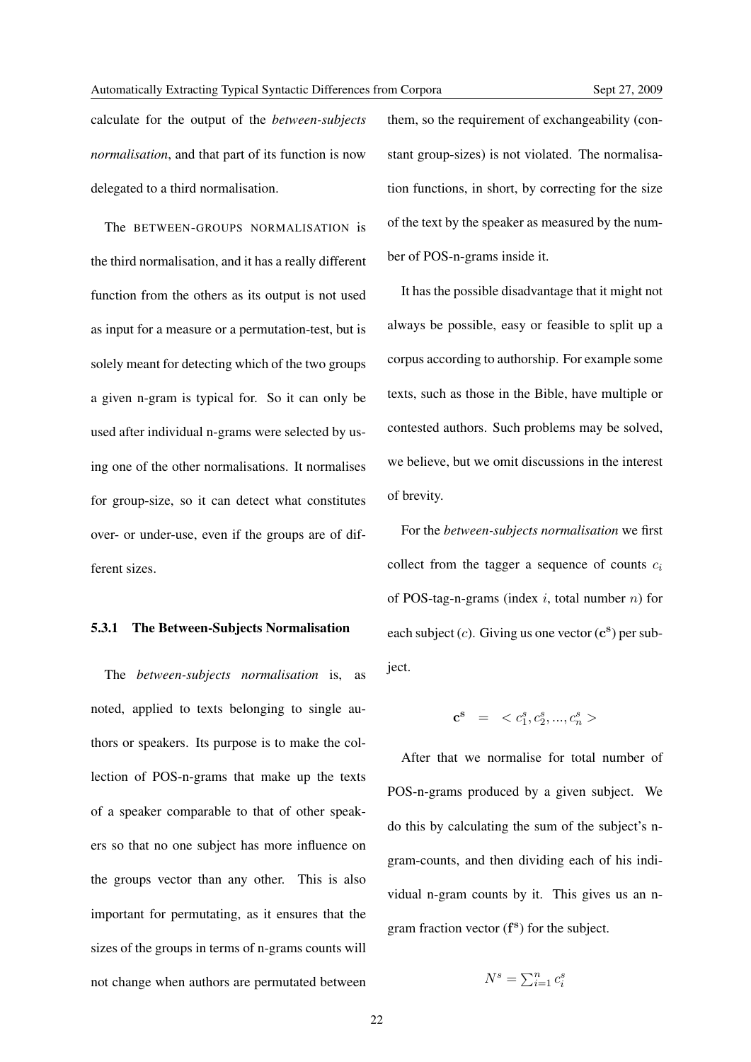calculate for the output of the *between-subjects normalisation*, and that part of its function is now delegated to a third normalisation.

The BETWEEN-GROUPS NORMALISATION is the third normalisation, and it has a really different function from the others as its output is not used as input for a measure or a permutation-test, but is solely meant for detecting which of the two groups a given n-gram is typical for. So it can only be used after individual n-grams were selected by using one of the other normalisations. It normalises for group-size, so it can detect what constitutes over- or under-use, even if the groups are of different sizes.

#### 5.3.1 The Between-Subjects Normalisation

The *between-subjects normalisation* is, as noted, applied to texts belonging to single authors or speakers. Its purpose is to make the collection of POS-n-grams that make up the texts of a speaker comparable to that of other speakers so that no one subject has more influence on the groups vector than any other. This is also important for permutating, as it ensures that the sizes of the groups in terms of n-grams counts will not change when authors are permutated between them, so the requirement of exchangeability (constant group-sizes) is not violated. The normalisation functions, in short, by correcting for the size of the text by the speaker as measured by the number of POS-n-grams inside it.

It has the possible disadvantage that it might not always be possible, easy or feasible to split up a corpus according to authorship. For example some texts, such as those in the Bible, have multiple or contested authors. Such problems may be solved, we believe, but we omit discussions in the interest of brevity.

For the *between-subjects normalisation* we first collect from the tagger a sequence of counts $c_i$ of POS-tag-n-grams (index $i$, total number $n$) for each subject ($c$). Giving us one vector ($\mathbf{c^s}$) per subject.

$$\mathbf{c^s} \quad = \quad < c_1^s, c_2^s, ..., c_n^s >$$

After that we normalise for total number of POS-n-grams produced by a given subject. We do this by calculating the sum of the subject's n-gram-counts, and then dividing each of his individual n-gram counts by it. This gives us an n-gram fraction vector ($\mathbf{f^s}$) for the subject.

$$N^s = \sum_{i=1}^{n} c_i^s$$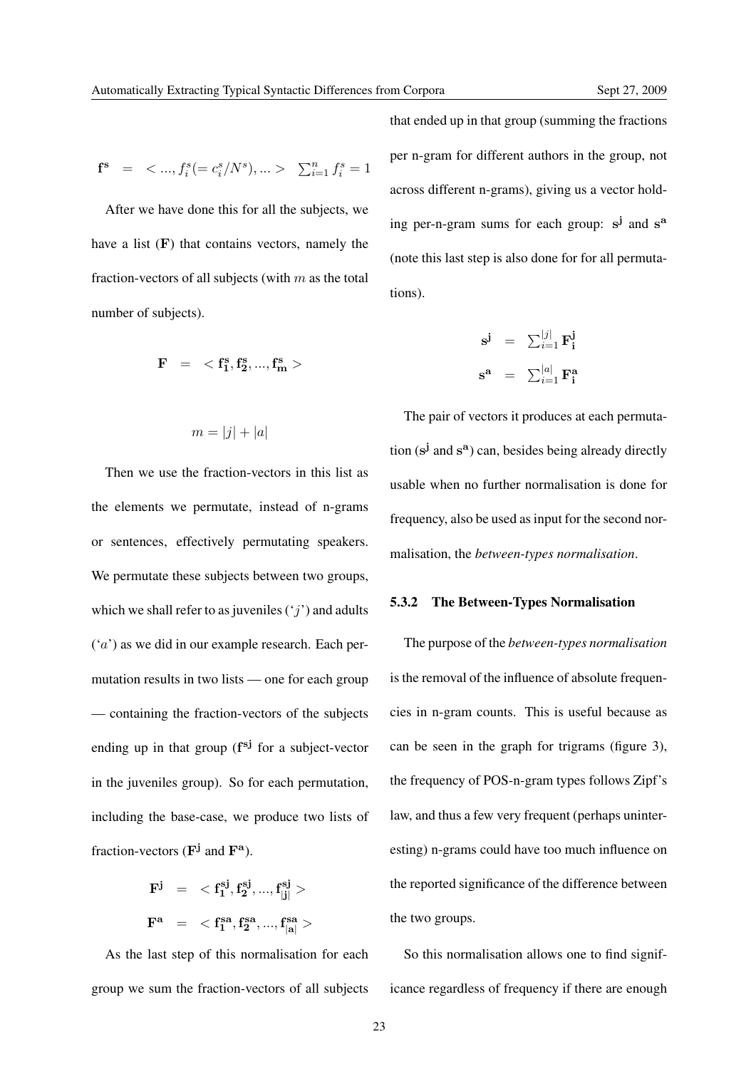$$\mathbf{f^s} \;\; = \;\; < ..., f^s_i (= c^s_i / N^s), ... > \quad \sum_{i=1}^{n} f^s_i = 1$$

After we have done this for all the subjects, we have a list ($\mathbf{F}$) that contains vectors, namely the fraction-vectors of all subjects (with $m$ as the total number of subjects).

$$\mathbf{F} \;\; = \;\; < \mathbf{f^s_1}, \mathbf{f^s_2}, ..., \mathbf{f^s_m} >$$

$$m = |j| + |a|$$

Then we use the fraction-vectors in this list as the elements we permutate, instead of n-grams or sentences, effectively permutating speakers. We permutate these subjects between two groups, which we shall refer to as juveniles ('$j$') and adults ('$a$') as we did in our example research. Each permutation results in two lists — one for each group — containing the fraction-vectors of the subjects ending up in that group ($\mathbf{f^{sj}}$ for a subject-vector in the juveniles group). So for each permutation, including the base-case, we produce two lists of fraction-vectors ($\mathbf{F^j}$ and $\mathbf{F^a}$).

$$\mathbf{F^j} \;\; = \;\; < \mathbf{f^{sj}_1}, \mathbf{f^{sj}_2}, ..., \mathbf{f^{sj}_{|j|}} >$$

$$\mathbf{F^a} \;\; = \;\; < \mathbf{f^{sa}_1}, \mathbf{f^{sa}_2}, ..., \mathbf{f^{sa}_{|a|}} >$$

As the last step of this normalisation for each group we sum the fraction-vectors of all subjects that ended up in that group (summing the fractions per n-gram for different authors in the group, not across different n-grams), giving us a vector holding per-n-gram sums for each group: $\mathbf{s^j}$ and $\mathbf{s^a}$ (note this last step is also done for for all permutations).

$$\mathbf{s^j} \;\; = \;\; \sum_{i=1}^{|j|} \mathbf{F^j_i}$$

$$\mathbf{s^a} \;\; = \;\; \sum_{i=1}^{|a|} \mathbf{F^a_i}$$

The pair of vectors it produces at each permutation ($\mathbf{s^j}$ and $\mathbf{s^a}$) can, besides being already directly usable when no further normalisation is done for frequency, also be used as input for the second normalisation, the *between-types normalisation*.

### 5.3.2 The Between-Types Normalisation

The purpose of the *between-types normalisation* is the removal of the influence of absolute frequencies in n-gram counts. This is useful because as can be seen in the graph for trigrams (figure 3), the frequency of POS-n-gram types follows Zipf's law, and thus a few very frequent (perhaps uninteresting) n-grams could have too much influence on the reported significance of the difference between the two groups.

So this normalisation allows one to find significance regardless of frequency if there are enough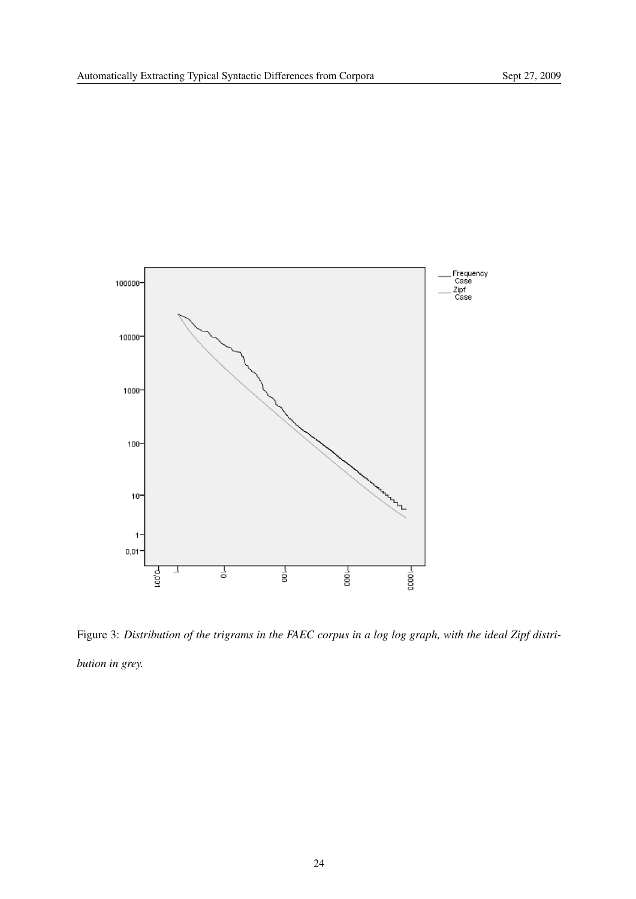Figure 3: *Distribution of the trigrams in the FAEC corpus in a log log graph, with the ideal Zipf distribution in grey.*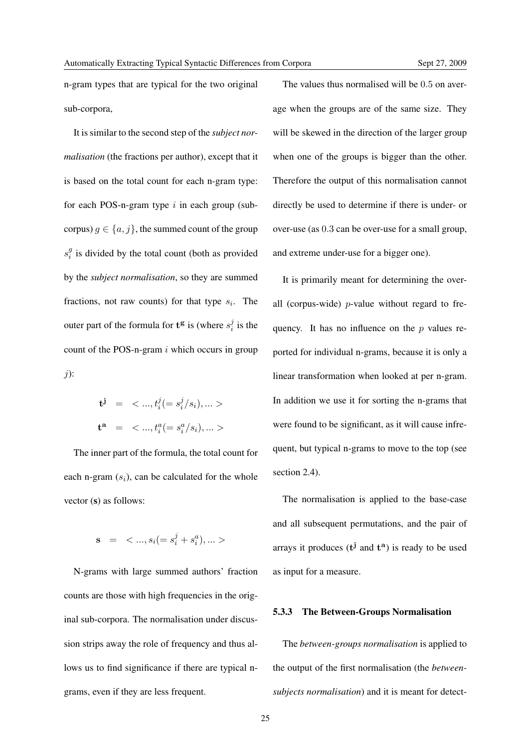n-gram types that are typical for the two original sub-corpora,

It is similar to the second step of the *subject normalisation* (the fractions per author), except that it is based on the total count for each n-gram type: for each POS-n-gram type $i$ in each group (sub-corpus) $g \in \{a, j\}$, the summed count of the group $s_i^g$ is divided by the total count (both as provided by the *subject normalisation*, so they are summed fractions, not raw counts) for that type $s_i$. The outer part of the formula for $\mathbf{t^g}$ is (where $s_i^j$ is the count of the POS-n-gram $i$ which occurs in group $j$):

$$\mathbf{t^j} = <..., t_i^j (= s_i^j / s_i), ... >$$
$$\mathbf{t^a} = <..., t_i^a (= s_i^a / s_i), ... >$$

The inner part of the formula, the total count for each n-gram ($s_i$), can be calculated for the whole vector ($\mathbf{s}$) as follows:

$$\mathbf{s} = <..., s_i (= s_i^j + s_i^a), ... >$$

N-grams with large summed authors' fraction counts are those with high frequencies in the original sub-corpora. The normalisation under discussion strips away the role of frequency and thus allows us to find significance if there are typical n-grams, even if they are less frequent.

The values thus normalised will be $0.5$ on average when the groups are of the same size. They will be skewed in the direction of the larger group when one of the groups is bigger than the other. Therefore the output of this normalisation cannot directly be used to determine if there is under- or over-use (as $0.3$ can be over-use for a small group, and extreme under-use for a bigger one).

It is primarily meant for determining the overall (corpus-wide) $p$-value without regard to frequency. It has no influence on the $p$ values reported for individual n-grams, because it is only a linear transformation when looked at per n-gram. In addition we use it for sorting the n-grams that were found to be significant, as it will cause infrequent, but typical n-grams to move to the top (see section 2.4).

The normalisation is applied to the base-case and all subsequent permutations, and the pair of arrays it produces ($\mathbf{t^j}$ and $\mathbf{t^a}$) is ready to be used as input for a measure.

### 5.3.3 The Between-Groups Normalisation

The *between-groups normalisation* is applied to the output of the first normalisation (the *between-subjects normalisation*) and it is meant for detect-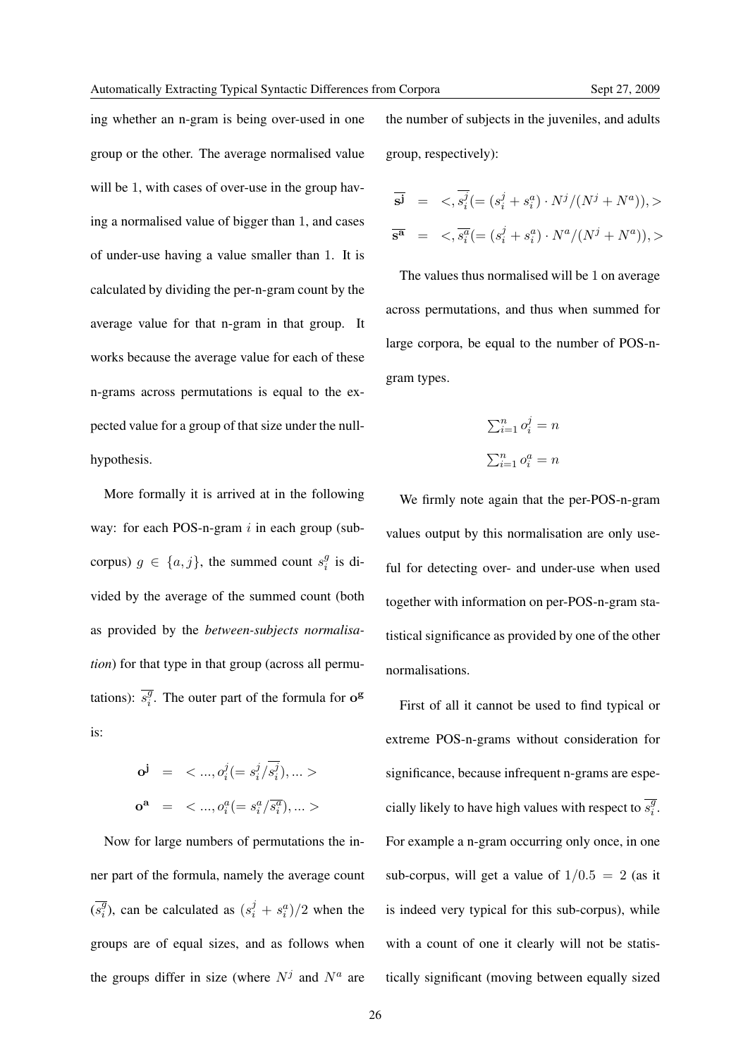ing whether an n-gram is being over-used in one group or the other. The average normalised value will be 1, with cases of over-use in the group having a normalised value of bigger than 1, and cases of under-use having a value smaller than 1. It is calculated by dividing the per-n-gram count by the average value for that n-gram in that group. It works because the average value for each of these n-grams across permutations is equal to the expected value for a group of that size under the null-hypothesis.

More formally it is arrived at in the following way: for each POS-n-gram $i$ in each group (sub-corpus) $g \in \{a, j\}$, the summed count $s_i^g$ is divided by the average of the summed count (both as provided by the *between-subjects normalisation*) for that type in that group (across all permutations): $\overline{s_i^g}$. The outer part of the formula for $\mathbf{o^g}$ is:

$$\mathbf{o^j} = <..., o_i^j (= s_i^j / \overline{s_i^j}), ... >$$

$$\mathbf{o^a} = <..., o_i^a (= s_i^a / \overline{s_i^a}), ... >$$

Now for large numbers of permutations the inner part of the formula, namely the average count ($\overline{s_i^g}$), can be calculated as $(s_i^j + s_i^a)/2$ when the groups are of equal sizes, and as follows when the groups differ in size (where $N^j$ and $N^a$ are the number of subjects in the juveniles, and adults group, respectively):

$$\overline{\mathbf{s^j}} = <, \overline{s_i^j} (= (s_i^j + s_i^a) \cdot N^j / (N^j + N^a)), >$$

$$\overline{\mathbf{s^a}} = <, \overline{s_i^a} (= (s_i^j + s_i^a) \cdot N^a / (N^j + N^a)), >$$

The values thus normalised will be 1 on average across permutations, and thus when summed for large corpora, be equal to the number of POS-n-gram types.

$$\sum_{i=1}^{n} o_i^j = n$$

$$\sum_{i=1}^{n} o_i^a = n$$

We firmly note again that the per-POS-n-gram values output by this normalisation are only useful for detecting over- and under-use when used together with information on per-POS-n-gram statistical significance as provided by one of the other normalisations.

First of all it cannot be used to find typical or extreme POS-n-grams without consideration for significance, because infrequent n-grams are especially likely to have high values with respect to $\overline{s_i^g}$. For example a n-gram occurring only once, in one sub-corpus, will get a value of $1/0.5 = 2$ (as it is indeed very typical for this sub-corpus), while with a count of one it clearly will not be statistically significant (moving between equally sized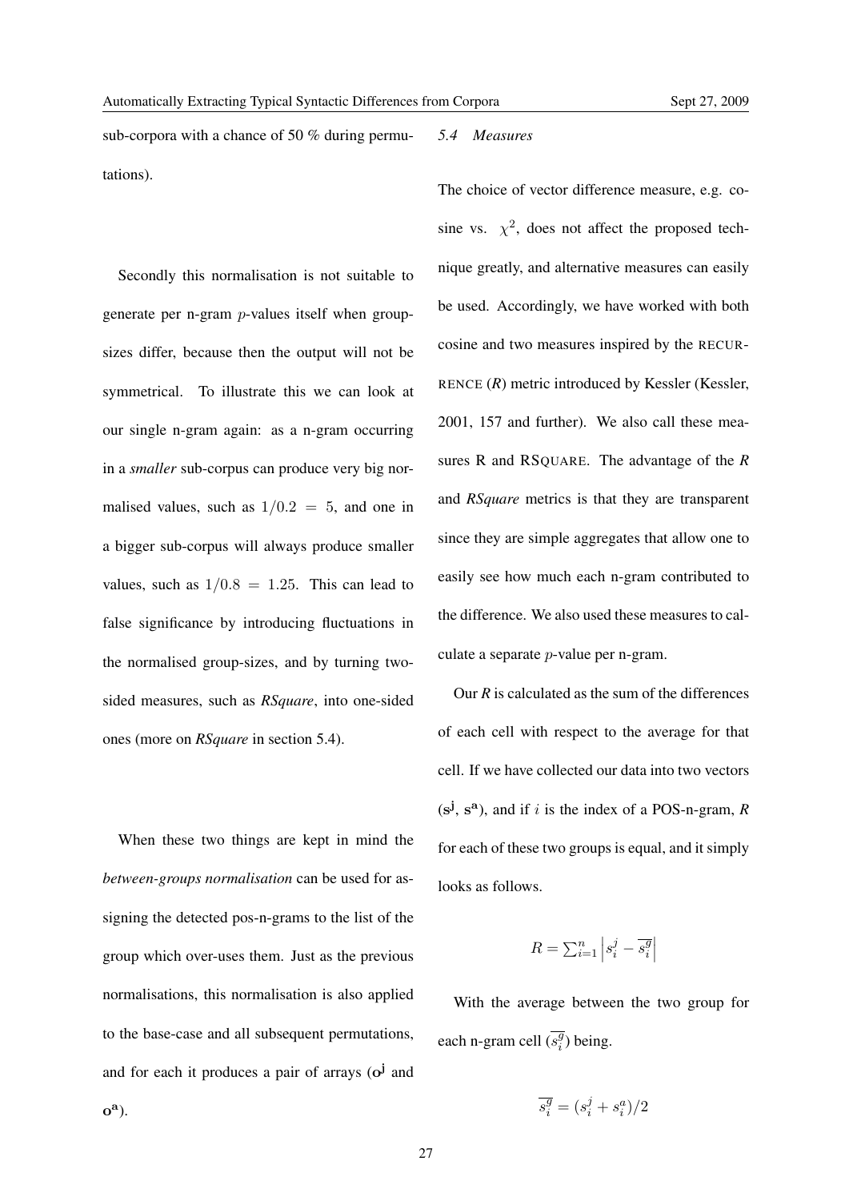sub-corpora with a chance of 50 % during permutations).

Secondly this normalisation is not suitable to generate per n-gram $p$-values itself when group-sizes differ, because then the output will not be symmetrical. To illustrate this we can look at our single n-gram again: as a n-gram occurring in a *smaller* sub-corpus can produce very big normalised values, such as $1/0.2 = 5$, and one in a bigger sub-corpus will always produce smaller values, such as $1/0.8 = 1.25$. This can lead to false significance by introducing fluctuations in the normalised group-sizes, and by turning two-sided measures, such as *RSquare*, into one-sided ones (more on *RSquare* in section 5.4).

When these two things are kept in mind the *between-groups normalisation* can be used for assigning the detected pos-n-grams to the list of the group which over-uses them. Just as the previous normalisations, this normalisation is also applied to the base-case and all subsequent permutations, and for each it produces a pair of arrays ($\mathbf{o^j}$ and $\mathbf{o^a}$).

### *5.4 Measures*

The choice of vector difference measure, e.g. cosine vs. $\chi^2$, does not affect the proposed technique greatly, and alternative measures can easily be used. Accordingly, we have worked with both cosine and two measures inspired by the RECURRENCE (*R*) metric introduced by Kessler (Kessler, 2001, 157 and further). We also call these measures R and RSQUARE. The advantage of the *R* and *RSquare* metrics is that they are transparent since they are simple aggregates that allow one to easily see how much each n-gram contributed to the difference. We also used these measures to calculate a separate $p$-value per n-gram.

Our *R* is calculated as the sum of the differences of each cell with respect to the average for that cell. If we have collected our data into two vectors ($\mathbf{s^j}$, $\mathbf{s^a}$), and if $i$ is the index of a POS-n-gram, *R* for each of these two groups is equal, and it simply looks as follows.

$$R = \sum_{i=1}^{n} \left| s_i^j - \overline{s_i^g} \right|$$

With the average between the two group for each n-gram cell ($\overline{s_i^g}$) being.

$$\overline{s_i^g} = (s_i^j + s_i^a)/2$$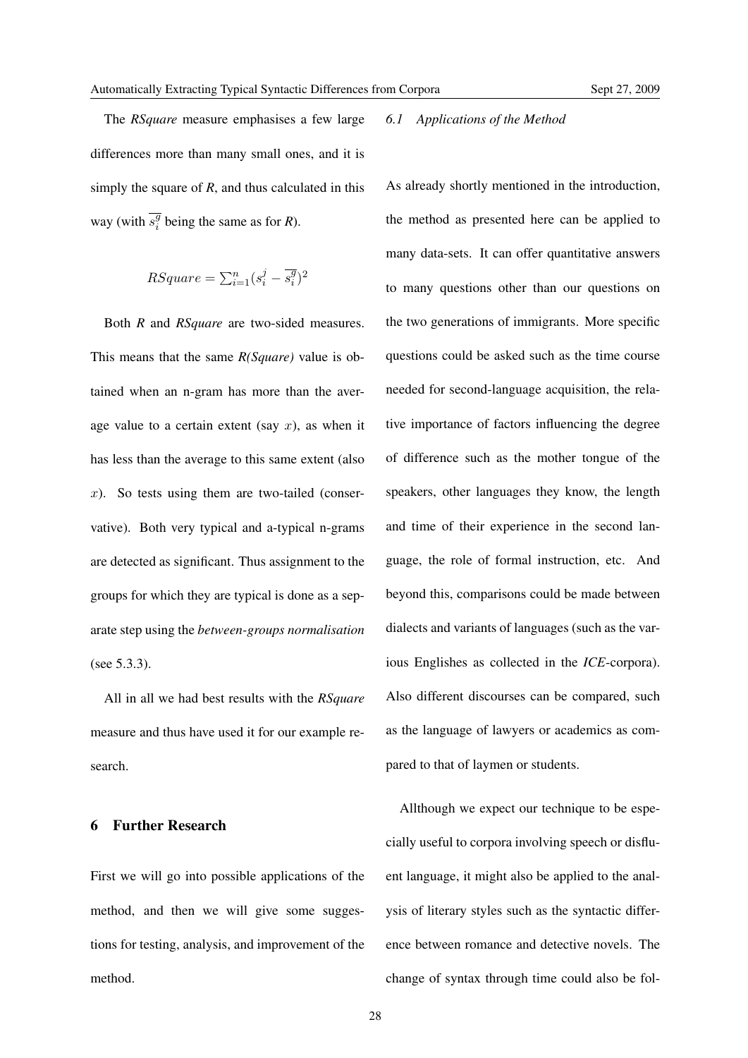The *RSquare* measure emphasises a few large differences more than many small ones, and it is simply the square of *R*, and thus calculated in this way (with $\overline{s_i^g}$ being the same as for *R*).

$$RSquare = \sum_{i=1}^{n}(s_i^j - \overline{s_i^g})^2$$

Both *R* and *RSquare* are two-sided measures. This means that the same *R(Square)* value is obtained when an n-gram has more than the average value to a certain extent (say $x$), as when it has less than the average to this same extent (also $x$). So tests using them are two-tailed (conservative). Both very typical and a-typical n-grams are detected as significant. Thus assignment to the groups for which they are typical is done as a separate step using the *between-groups normalisation* (see 5.3.3).

All in all we had best results with the *RSquare* measure and thus have used it for our example research.

## 6 Further Research

First we will go into possible applications of the method, and then we will give some suggestions for testing, analysis, and improvement of the method.

### 6.1 Applications of the Method

As already shortly mentioned in the introduction, the method as presented here can be applied to many data-sets. It can offer quantitative answers to many questions other than our questions on the two generations of immigrants. More specific questions could be asked such as the time course needed for second-language acquisition, the relative importance of factors influencing the degree of difference such as the mother tongue of the speakers, other languages they know, the length and time of their experience in the second language, the role of formal instruction, etc. And beyond this, comparisons could be made between dialects and variants of languages (such as the various Englishes as collected in the *ICE*-corpora). Also different discourses can be compared, such as the language of lawyers or academics as compared to that of laymen or students.

Allthough we expect our technique to be especially useful to corpora involving speech or disfluent language, it might also be applied to the analysis of literary styles such as the syntactic difference between romance and detective novels. The change of syntax through time could also be fol-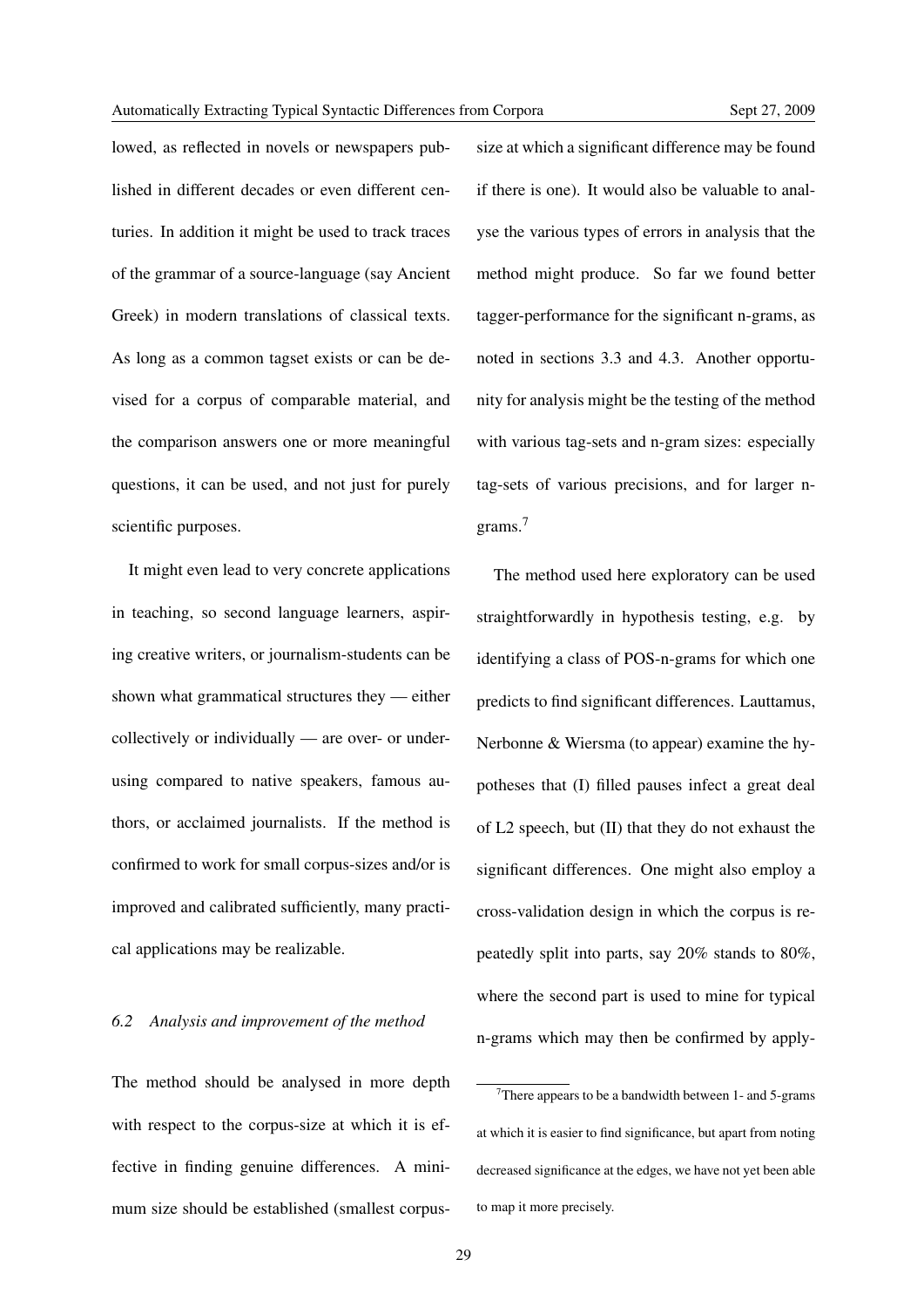lowed, as reflected in novels or newspapers published in different decades or even different centuries. In addition it might be used to track traces of the grammar of a source-language (say Ancient Greek) in modern translations of classical texts. As long as a common tagset exists or can be devised for a corpus of comparable material, and the comparison answers one or more meaningful questions, it can be used, and not just for purely scientific purposes.

It might even lead to very concrete applications in teaching, so second language learners, aspiring creative writers, or journalism-students can be shown what grammatical structures they — either collectively or individually — are over- or under-using compared to native speakers, famous authors, or acclaimed journalists. If the method is confirmed to work for small corpus-sizes and/or is improved and calibrated sufficiently, many practical applications may be realizable.

### *6.2 Analysis and improvement of the method*

The method should be analysed in more depth with respect to the corpus-size at which it is effective in finding genuine differences. A minimum size should be established (smallest corpus-size at which a significant difference may be found if there is one). It would also be valuable to analyse the various types of errors in analysis that the method might produce. So far we found better tagger-performance for the significant n-grams, as noted in sections 3.3 and 4.3. Another opportunity for analysis might be the testing of the method with various tag-sets and n-gram sizes: especially tag-sets of various precisions, and for larger n-grams.[7]

The method used here exploratory can be used straightforwardly in hypothesis testing, e.g. by identifying a class of POS-n-grams for which one predicts to find significant differences. Lauttamus, Nerbonne & Wiersma (to appear) examine the hypotheses that (I) filled pauses infect a great deal of L2 speech, but (II) that they do not exhaust the significant differences. One might also employ a cross-validation design in which the corpus is repeatedly split into parts, say 20% stands to 80%, where the second part is used to mine for typical n-grams which may then be confirmed by apply-

[7] There appears to be a bandwidth between 1- and 5-grams at which it is easier to find significance, but apart from noting decreased significance at the edges, we have not yet been able to map it more precisely.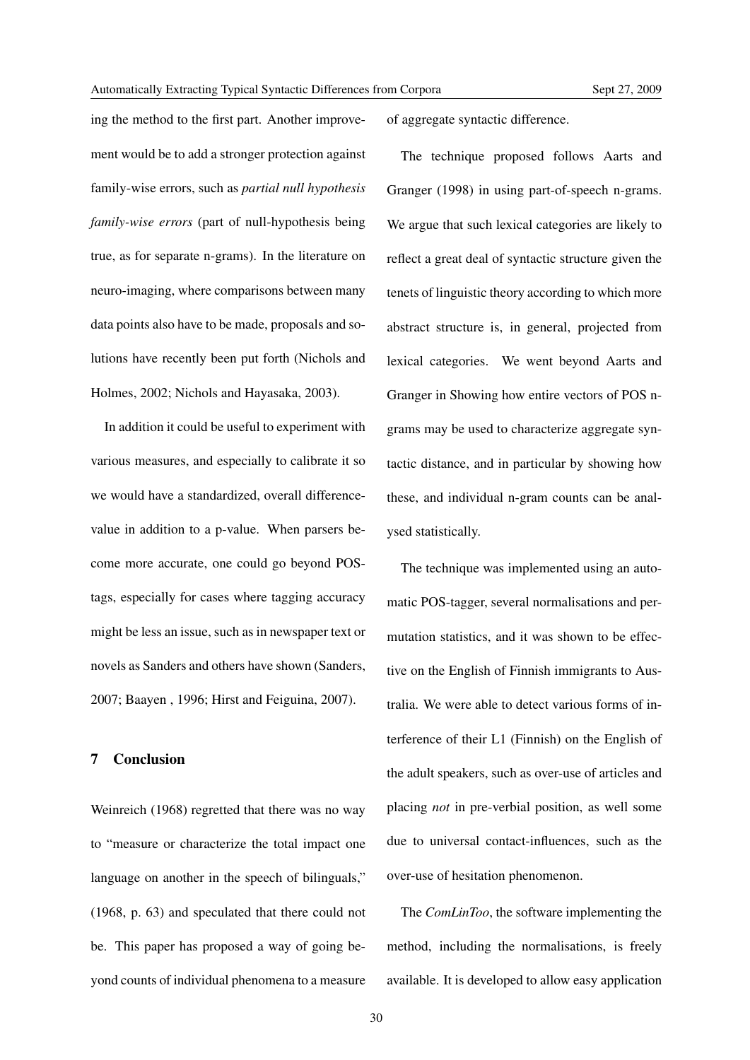ing the method to the first part. Another improvement would be to add a stronger protection against family-wise errors, such as *partial null hypothesis family-wise errors* (part of null-hypothesis being true, as for separate n-grams). In the literature on neuro-imaging, where comparisons between many data points also have to be made, proposals and solutions have recently been put forth (Nichols and Holmes, 2002; Nichols and Hayasaka, 2003).

In addition it could be useful to experiment with various measures, and especially to calibrate it so we would have a standardized, overall difference-value in addition to a p-value. When parsers become more accurate, one could go beyond POS-tags, especially for cases where tagging accuracy might be less an issue, such as in newspaper text or novels as Sanders and others have shown (Sanders, 2007; Baayen , 1996; Hirst and Feiguina, 2007).

## 7 Conclusion

Weinreich (1968) regretted that there was no way to "measure or characterize the total impact one language on another in the speech of bilinguals," (1968, p. 63) and speculated that there could not be. This paper has proposed a way of going beyond counts of individual phenomena to a measure of aggregate syntactic difference.

The technique proposed follows Aarts and Granger (1998) in using part-of-speech n-grams. We argue that such lexical categories are likely to reflect a great deal of syntactic structure given the tenets of linguistic theory according to which more abstract structure is, in general, projected from lexical categories. We went beyond Aarts and Granger in Showing how entire vectors of POS n-grams may be used to characterize aggregate syntactic distance, and in particular by showing how these, and individual n-gram counts can be analysed statistically.

The technique was implemented using an automatic POS-tagger, several normalisations and permutation statistics, and it was shown to be effective on the English of Finnish immigrants to Australia. We were able to detect various forms of interference of their L1 (Finnish) on the English of the adult speakers, such as over-use of articles and placing *not* in pre-verbial position, as well some due to universal contact-influences, such as the over-use of hesitation phenomenon.

The *ComLinToo*, the software implementing the method, including the normalisations, is freely available. It is developed to allow easy application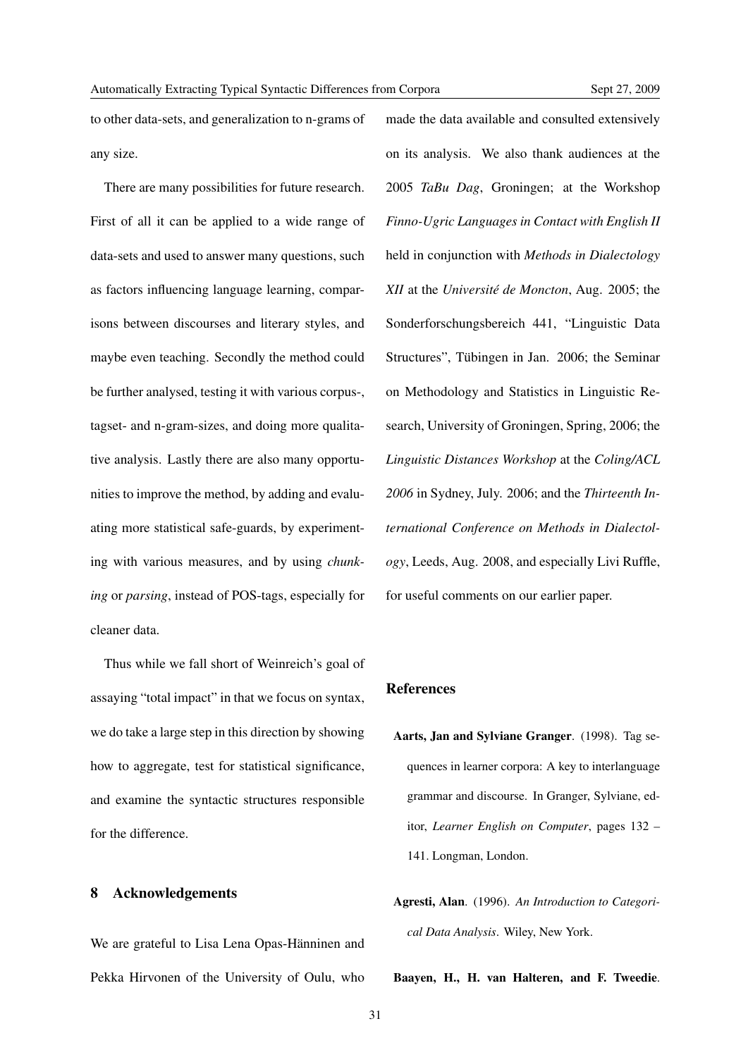to other data-sets, and generalization to n-grams of any size.

There are many possibilities for future research. First of all it can be applied to a wide range of data-sets and used to answer many questions, such as factors influencing language learning, comparisons between discourses and literary styles, and maybe even teaching. Secondly the method could be further analysed, testing it with various corpus-, tagset- and n-gram-sizes, and doing more qualitative analysis. Lastly there are also many opportunities to improve the method, by adding and evaluating more statistical safe-guards, by experimenting with various measures, and by using *chunking* or *parsing*, instead of POS-tags, especially for cleaner data.

Thus while we fall short of Weinreich's goal of assaying "total impact" in that we focus on syntax, we do take a large step in this direction by showing how to aggregate, test for statistical significance, and examine the syntactic structures responsible for the difference.

## 8 Acknowledgements

We are grateful to Lisa Lena Opas-Hänninen and Pekka Hirvonen of the University of Oulu, who made the data available and consulted extensively on its analysis. We also thank audiences at the 2005 *TaBu Dag*, Groningen; at the Workshop *Finno-Ugric Languages in Contact with English II* held in conjunction with *Methods in Dialectology XII* at the *Université de Moncton*, Aug. 2005; the Sonderforschungsbereich 441, "Linguistic Data Structures", Tübingen in Jan. 2006; the Seminar on Methodology and Statistics in Linguistic Research, University of Groningen, Spring, 2006; the *Linguistic Distances Workshop* at the *Coling/ACL 2006* in Sydney, July. 2006; and the *Thirteenth International Conference on Methods in Dialectology*, Leeds, Aug. 2008, and especially Livi Ruffle, for useful comments on our earlier paper.

## References

**Aarts, Jan and Sylviane Granger**. (1998). Tag sequences in learner corpora: A key to interlanguage grammar and discourse. In Granger, Sylviane, editor, *Learner English on Computer*, pages 132 – 141. Longman, London.

**Agresti, Alan**. (1996). *An Introduction to Categorical Data Analysis*. Wiley, New York.

**Baayen, H., H. van Halteren, and F. Tweedie**.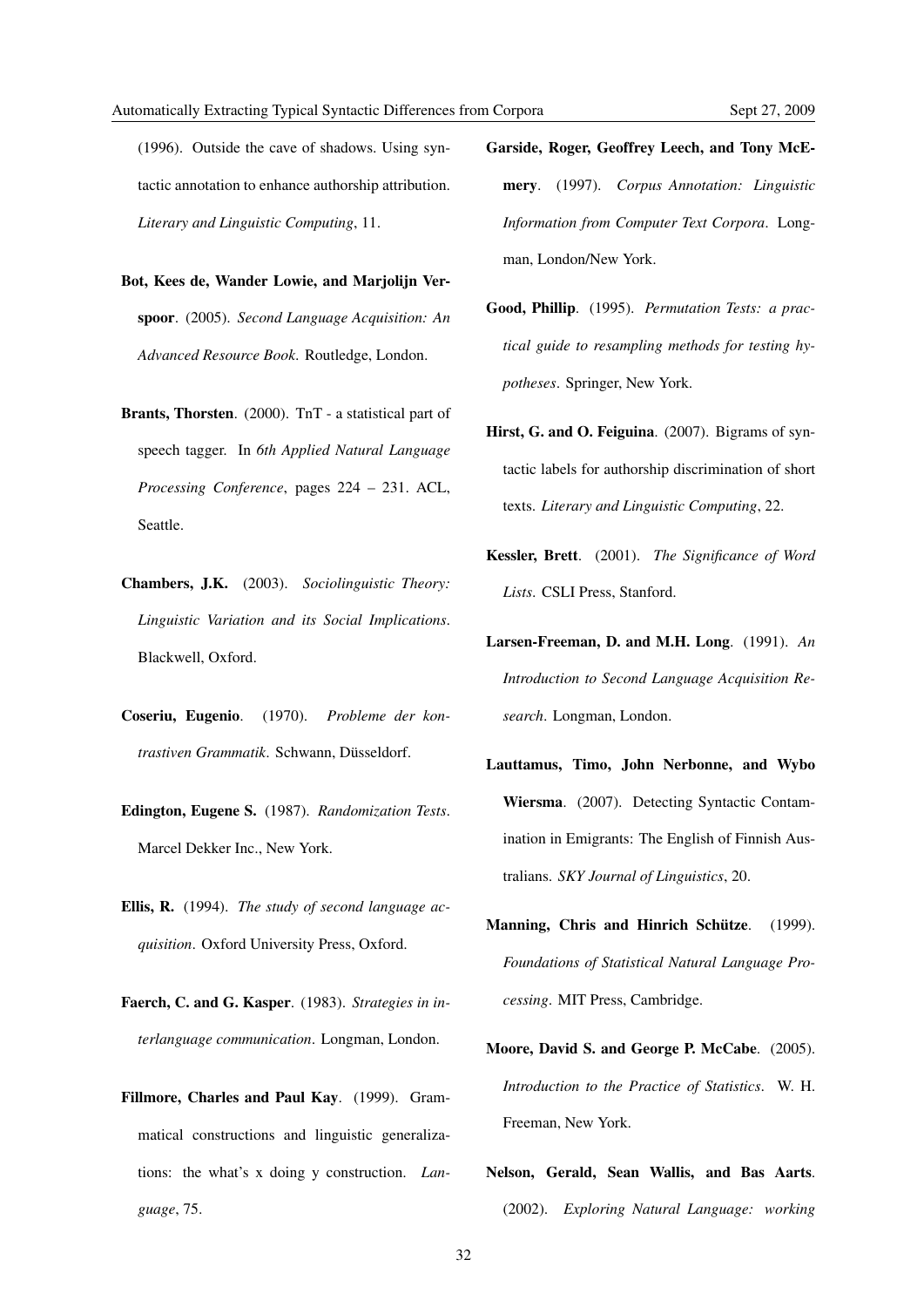(1996). Outside the cave of shadows. Using syntactic annotation to enhance authorship attribution. *Literary and Linguistic Computing*, 11.

**Bot, Kees de, Wander Lowie, and Marjolijn Verspoor**. (2005). *Second Language Acquisition: An Advanced Resource Book*. Routledge, London.

**Brants, Thorsten**. (2000). TnT - a statistical part of speech tagger. In *6th Applied Natural Language Processing Conference*, pages 224 – 231. ACL, Seattle.

**Chambers, J.K.** (2003). *Sociolinguistic Theory: Linguistic Variation and its Social Implications*. Blackwell, Oxford.

**Coseriu, Eugenio**. (1970). *Probleme der kontrastiven Grammatik*. Schwann, Düsseldorf.

**Edington, Eugene S.** (1987). *Randomization Tests*. Marcel Dekker Inc., New York.

**Ellis, R.** (1994). *The study of second language acquisition*. Oxford University Press, Oxford.

**Faerch, C. and G. Kasper**. (1983). *Strategies in interlanguage communication*. Longman, London.

**Fillmore, Charles and Paul Kay**. (1999). Grammatical constructions and linguistic generalizations: the what's x doing y construction. *Language*, 75.

**Garside, Roger, Geoffrey Leech, and Tony McEmery**. (1997). *Corpus Annotation: Linguistic Information from Computer Text Corpora*. Longman, London/New York.

**Good, Phillip**. (1995). *Permutation Tests: a practical guide to resampling methods for testing hypotheses*. Springer, New York.

**Hirst, G. and O. Feiguina**. (2007). Bigrams of syntactic labels for authorship discrimination of short texts. *Literary and Linguistic Computing*, 22.

**Kessler, Brett**. (2001). *The Significance of Word Lists*. CSLI Press, Stanford.

**Larsen-Freeman, D. and M.H. Long**. (1991). *An Introduction to Second Language Acquisition Research*. Longman, London.

**Lauttamus, Timo, John Nerbonne, and Wybo Wiersma**. (2007). Detecting Syntactic Contamination in Emigrants: The English of Finnish Australians. *SKY Journal of Linguistics*, 20.

**Manning, Chris and Hinrich Schütze**. (1999). *Foundations of Statistical Natural Language Processing*. MIT Press, Cambridge.

**Moore, David S. and George P. McCabe**. (2005). *Introduction to the Practice of Statistics*. W. H. Freeman, New York.

**Nelson, Gerald, Sean Wallis, and Bas Aarts**. (2002). *Exploring Natural Language: working*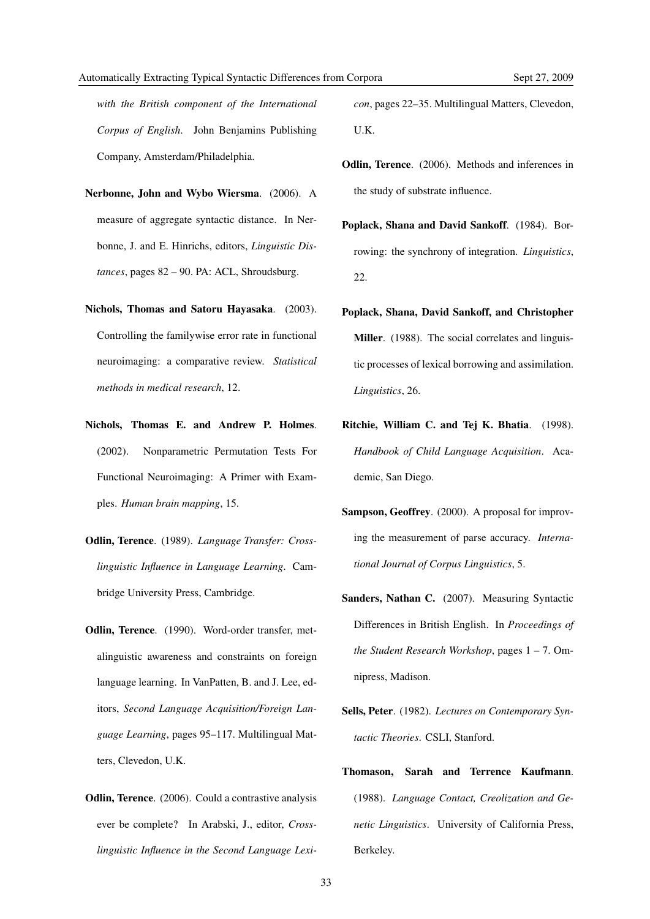*with the British component of the International Corpus of English*. John Benjamins Publishing Company, Amsterdam/Philadelphia.

**Nerbonne, John and Wybo Wiersma**. (2006). A measure of aggregate syntactic distance. In Nerbonne, J. and E. Hinrichs, editors, *Linguistic Distances*, pages 82 – 90. PA: ACL, Shroudsburg.

**Nichols, Thomas and Satoru Hayasaka**. (2003). Controlling the familywise error rate in functional neuroimaging: a comparative review. *Statistical methods in medical research*, 12.

**Nichols, Thomas E. and Andrew P. Holmes**. (2002). Nonparametric Permutation Tests For Functional Neuroimaging: A Primer with Examples. *Human brain mapping*, 15.

**Odlin, Terence**. (1989). *Language Transfer: Cross-linguistic Influence in Language Learning*. Cambridge University Press, Cambridge.

**Odlin, Terence**. (1990). Word-order transfer, metalinguistic awareness and constraints on foreign language learning. In VanPatten, B. and J. Lee, editors, *Second Language Acquisition/Foreign Language Learning*, pages 95–117. Multilingual Matters, Clevedon, U.K.

**Odlin, Terence**. (2006). Could a contrastive analysis ever be complete? In Arabski, J., editor, *Cross-linguistic Influence in the Second Language Lexicon*, pages 22–35. Multilingual Matters, Clevedon, U.K.

**Odlin, Terence**. (2006). Methods and inferences in the study of substrate influence.

**Poplack, Shana and David Sankoff**. (1984). Borrowing: the synchrony of integration. *Linguistics*, 22.

**Poplack, Shana, David Sankoff, and Christopher Miller**. (1988). The social correlates and linguistic processes of lexical borrowing and assimilation. *Linguistics*, 26.

**Ritchie, William C. and Tej K. Bhatia**. (1998). *Handbook of Child Language Acquisition*. Academic, San Diego.

**Sampson, Geoffrey**. (2000). A proposal for improving the measurement of parse accuracy. *International Journal of Corpus Linguistics*, 5.

**Sanders, Nathan C.** (2007). Measuring Syntactic Differences in British English. In *Proceedings of the Student Research Workshop*, pages 1 – 7. Omnipress, Madison.

**Sells, Peter**. (1982). *Lectures on Contemporary Syntactic Theories*. CSLI, Stanford.

**Thomason, Sarah and Terrence Kaufmann**. (1988). *Language Contact, Creolization and Genetic Linguistics*. University of California Press, Berkeley.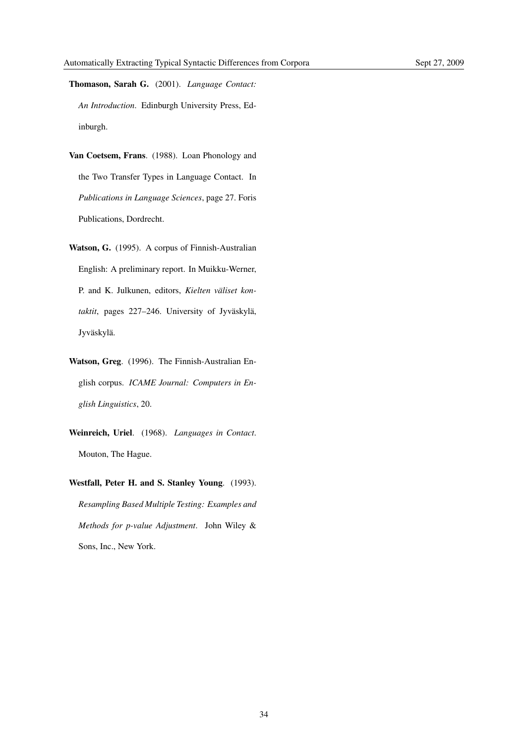**Thomason, Sarah G.** (2001). *Language Contact: An Introduction*. Edinburgh University Press, Edinburgh.

**Van Coetsem, Frans**. (1988). Loan Phonology and the Two Transfer Types in Language Contact. In *Publications in Language Sciences*, page 27. Foris Publications, Dordrecht.

**Watson, G.** (1995). A corpus of Finnish-Australian English: A preliminary report. In Muikku-Werner, P. and K. Julkunen, editors, *Kielten väliset kontaktit*, pages 227–246. University of Jyväskylä, Jyväskylä.

**Watson, Greg**. (1996). The Finnish-Australian English corpus. *ICAME Journal: Computers in English Linguistics*, 20.

**Weinreich, Uriel**. (1968). *Languages in Contact*. Mouton, The Hague.

**Westfall, Peter H. and S. Stanley Young**. (1993). *Resampling Based Multiple Testing: Examples and Methods for p-value Adjustment*. John Wiley & Sons, Inc., New York.